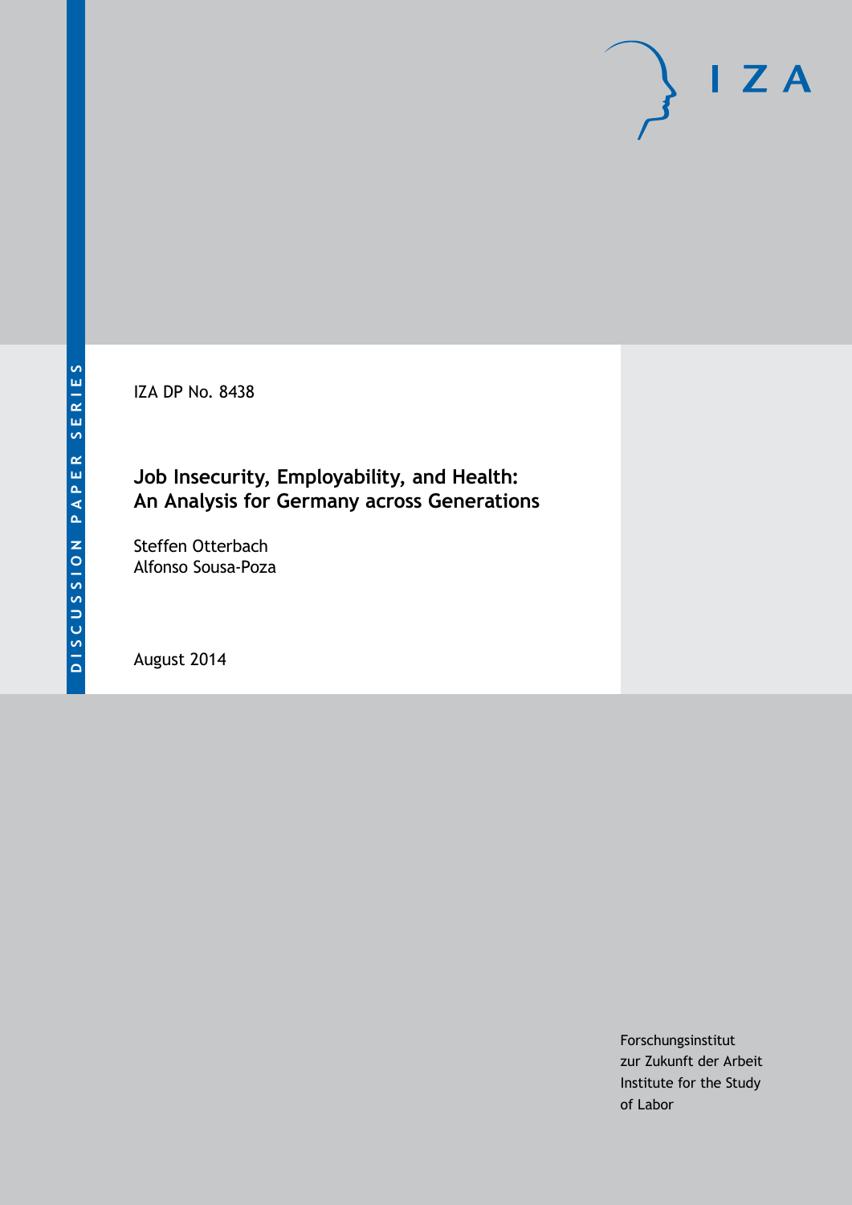DISCUSSION PAPER SERIES

IZA

IZA DP No. 8438

# Job Insecurity, Employability, and Health: An Analysis for Germany across Generations

Steffen Otterbach
Alfonso Sousa-Poza

August 2014

Forschungsinstitut
zur Zukunft der Arbeit
Institute for the Study
of Labor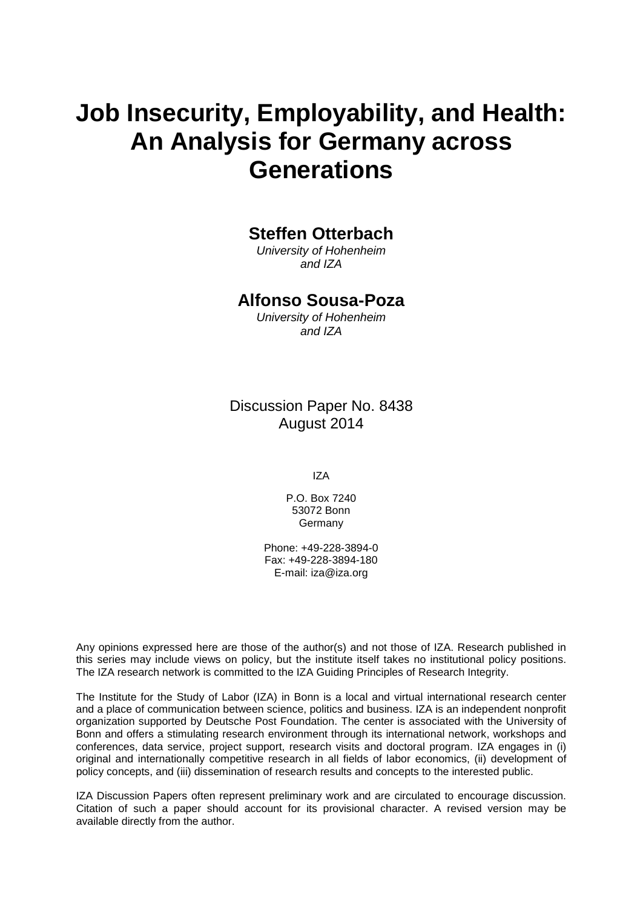# Job Insecurity, Employability, and Health: An Analysis for Germany across Generations

## Steffen Otterbach

*University of Hohenheim and IZA*

## Alfonso Sousa-Poza

*University of Hohenheim and IZA*

Discussion Paper No. 8438
August 2014

IZA

P.O. Box 7240
53072 Bonn
Germany

Phone: +49-228-3894-0
Fax: +49-228-3894-180
E-mail: iza@iza.org

Any opinions expressed here are those of the author(s) and not those of IZA. Research published in this series may include views on policy, but the institute itself takes no institutional policy positions. The IZA research network is committed to the IZA Guiding Principles of Research Integrity.

The Institute for the Study of Labor (IZA) in Bonn is a local and virtual international research center and a place of communication between science, politics and business. IZA is an independent nonprofit organization supported by Deutsche Post Foundation. The center is associated with the University of Bonn and offers a stimulating research environment through its international network, workshops and conferences, data service, project support, research visits and doctoral program. IZA engages in (i) original and internationally competitive research in all fields of labor economics, (ii) development of policy concepts, and (iii) dissemination of research results and concepts to the interested public.

IZA Discussion Papers often represent preliminary work and are circulated to encourage discussion. Citation of such a paper should account for its provisional character. A revised version may be available directly from the author.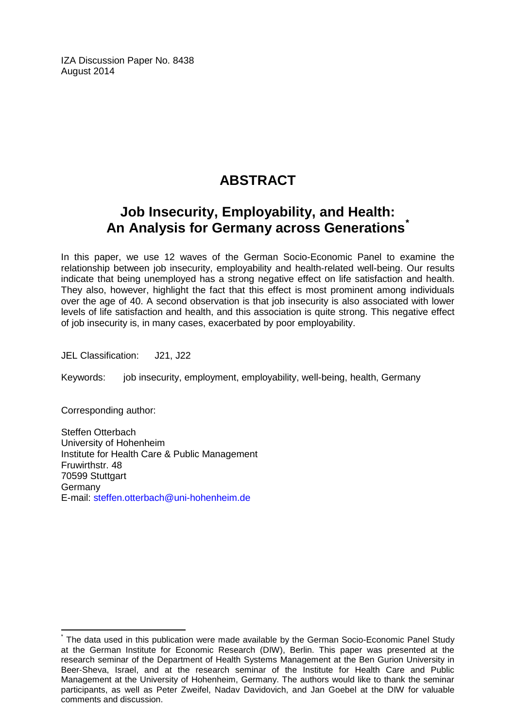IZA Discussion Paper No. 8438
August 2014

# ABSTRACT

## Job Insecurity, Employability, and Health: An Analysis for Germany across Generations[*]

In this paper, we use 12 waves of the German Socio-Economic Panel to examine the relationship between job insecurity, employability and health-related well-being. Our results indicate that being unemployed has a strong negative effect on life satisfaction and health. They also, however, highlight the fact that this effect is most prominent among individuals over the age of 40. A second observation is that job insecurity is also associated with lower levels of life satisfaction and health, and this association is quite strong. This negative effect of job insecurity is, in many cases, exacerbated by poor employability.

JEL Classification: J21, J22

Keywords: job insecurity, employment, employability, well-being, health, Germany

Corresponding author:

Steffen Otterbach
University of Hohenheim
Institute for Health Care & Public Management
Fruwirthstr. 48
70599 Stuttgart
Germany
E-mail: steffen.otterbach@uni-hohenheim.de

[*] The data used in this publication were made available by the German Socio-Economic Panel Study at the German Institute for Economic Research (DIW), Berlin. This paper was presented at the research seminar of the Department of Health Systems Management at the Ben Gurion University in Beer-Sheva, Israel, and at the research seminar of the Institute for Health Care and Public Management at the University of Hohenheim, Germany. The authors would like to thank the seminar participants, as well as Peter Zweifel, Nadav Davidovich, and Jan Goebel at the DIW for valuable comments and discussion.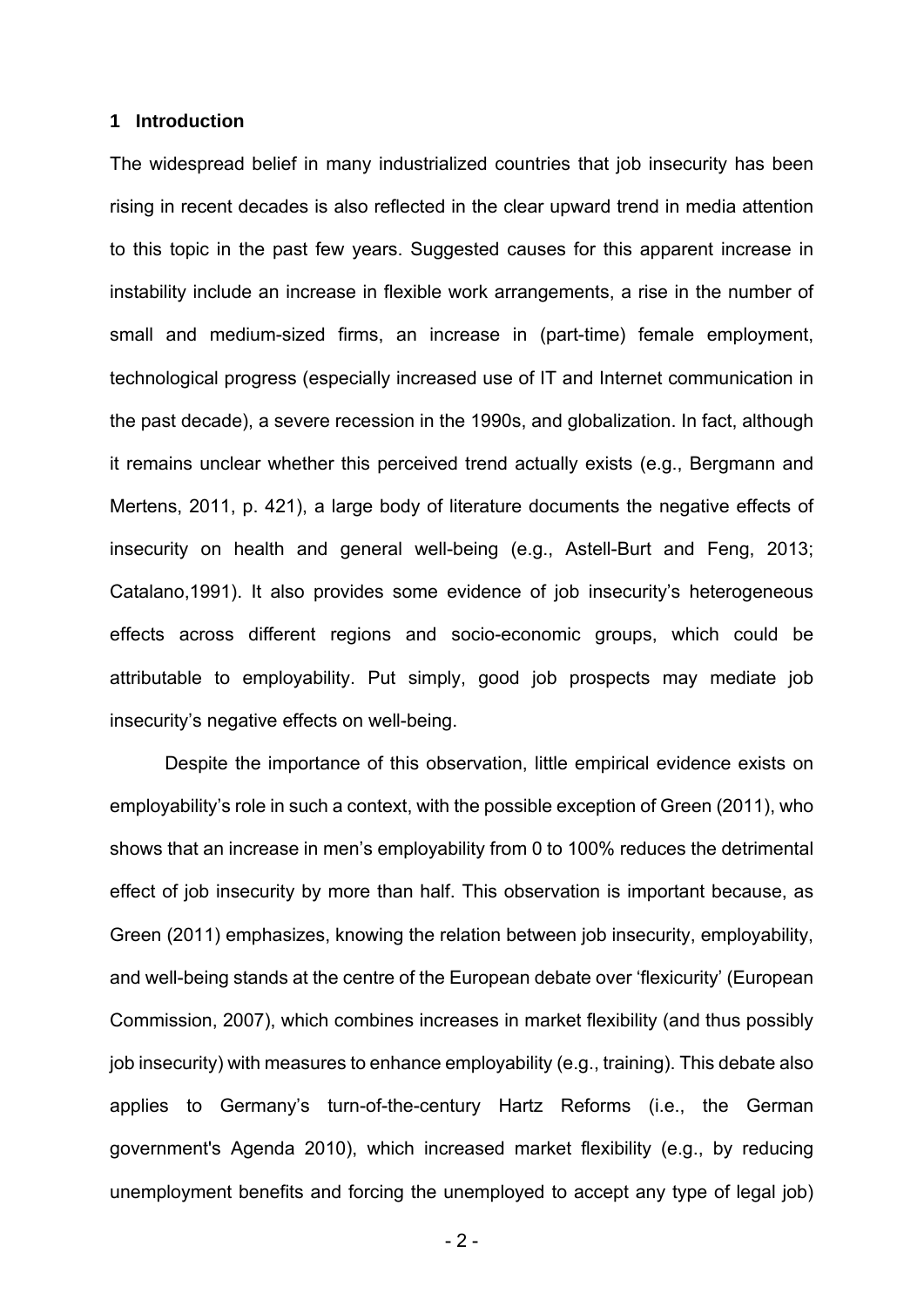## 1 Introduction

The widespread belief in many industrialized countries that job insecurity has been rising in recent decades is also reflected in the clear upward trend in media attention to this topic in the past few years. Suggested causes for this apparent increase in instability include an increase in flexible work arrangements, a rise in the number of small and medium-sized firms, an increase in (part-time) female employment, technological progress (especially increased use of IT and Internet communication in the past decade), a severe recession in the 1990s, and globalization. In fact, although it remains unclear whether this perceived trend actually exists (e.g., Bergmann and Mertens, 2011, p. 421), a large body of literature documents the negative effects of insecurity on health and general well-being (e.g., Astell-Burt and Feng, 2013; Catalano,1991). It also provides some evidence of job insecurity's heterogeneous effects across different regions and socio-economic groups, which could be attributable to employability. Put simply, good job prospects may mediate job insecurity's negative effects on well-being.

Despite the importance of this observation, little empirical evidence exists on employability's role in such a context, with the possible exception of Green (2011), who shows that an increase in men's employability from 0 to 100% reduces the detrimental effect of job insecurity by more than half. This observation is important because, as Green (2011) emphasizes, knowing the relation between job insecurity, employability, and well-being stands at the centre of the European debate over 'flexicurity' (European Commission, 2007), which combines increases in market flexibility (and thus possibly job insecurity) with measures to enhance employability (e.g., training). This debate also applies to Germany's turn-of-the-century Hartz Reforms (i.e., the German government's Agenda 2010), which increased market flexibility (e.g., by reducing unemployment benefits and forcing the unemployed to accept any type of legal job)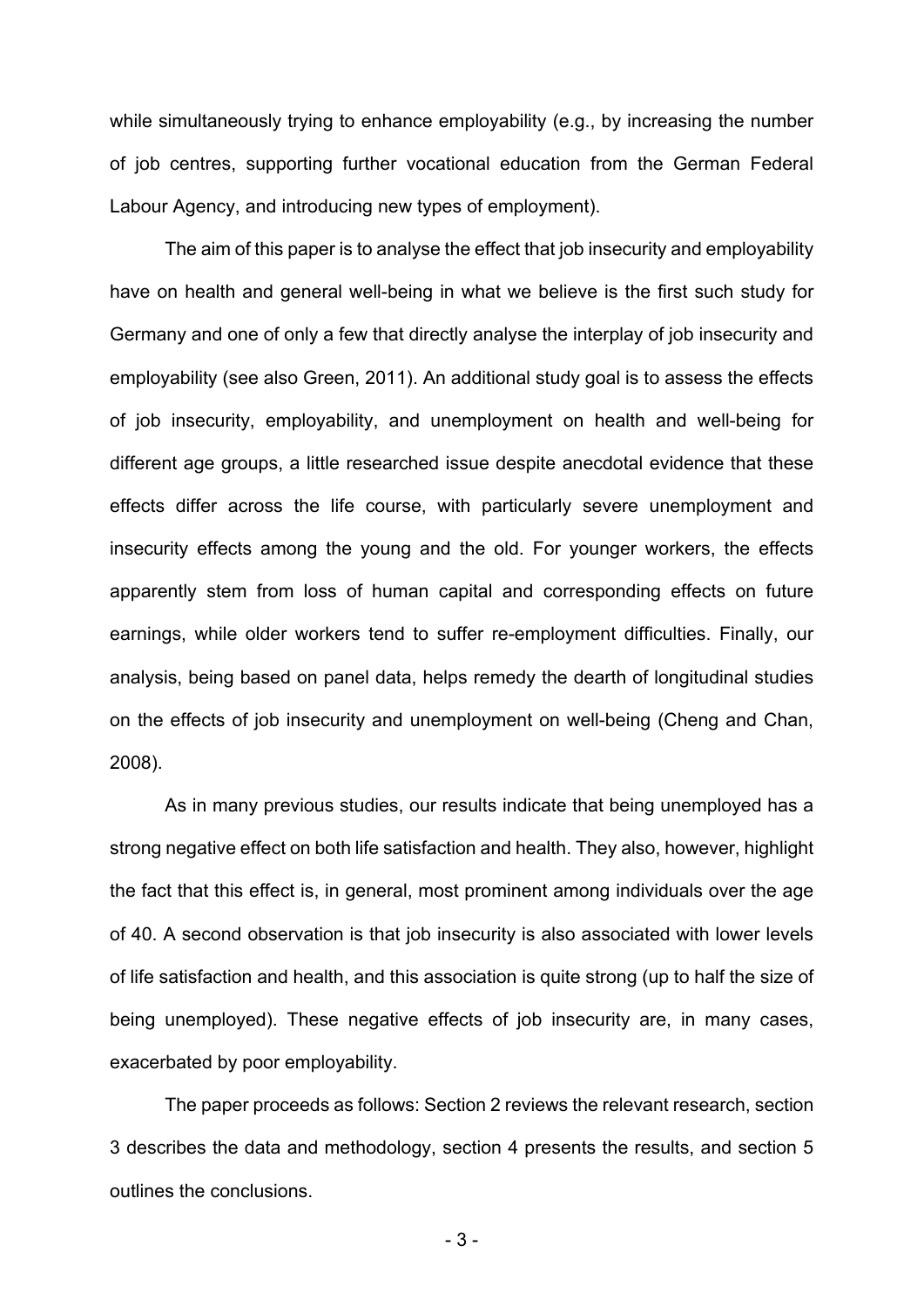while simultaneously trying to enhance employability (e.g., by increasing the number of job centres, supporting further vocational education from the German Federal Labour Agency, and introducing new types of employment).

The aim of this paper is to analyse the effect that job insecurity and employability have on health and general well-being in what we believe is the first such study for Germany and one of only a few that directly analyse the interplay of job insecurity and employability (see also Green, 2011). An additional study goal is to assess the effects of job insecurity, employability, and unemployment on health and well-being for different age groups, a little researched issue despite anecdotal evidence that these effects differ across the life course, with particularly severe unemployment and insecurity effects among the young and the old. For younger workers, the effects apparently stem from loss of human capital and corresponding effects on future earnings, while older workers tend to suffer re-employment difficulties. Finally, our analysis, being based on panel data, helps remedy the dearth of longitudinal studies on the effects of job insecurity and unemployment on well-being (Cheng and Chan, 2008).

As in many previous studies, our results indicate that being unemployed has a strong negative effect on both life satisfaction and health. They also, however, highlight the fact that this effect is, in general, most prominent among individuals over the age of 40. A second observation is that job insecurity is also associated with lower levels of life satisfaction and health, and this association is quite strong (up to half the size of being unemployed). These negative effects of job insecurity are, in many cases, exacerbated by poor employability.

The paper proceeds as follows: Section 2 reviews the relevant research, section 3 describes the data and methodology, section 4 presents the results, and section 5 outlines the conclusions.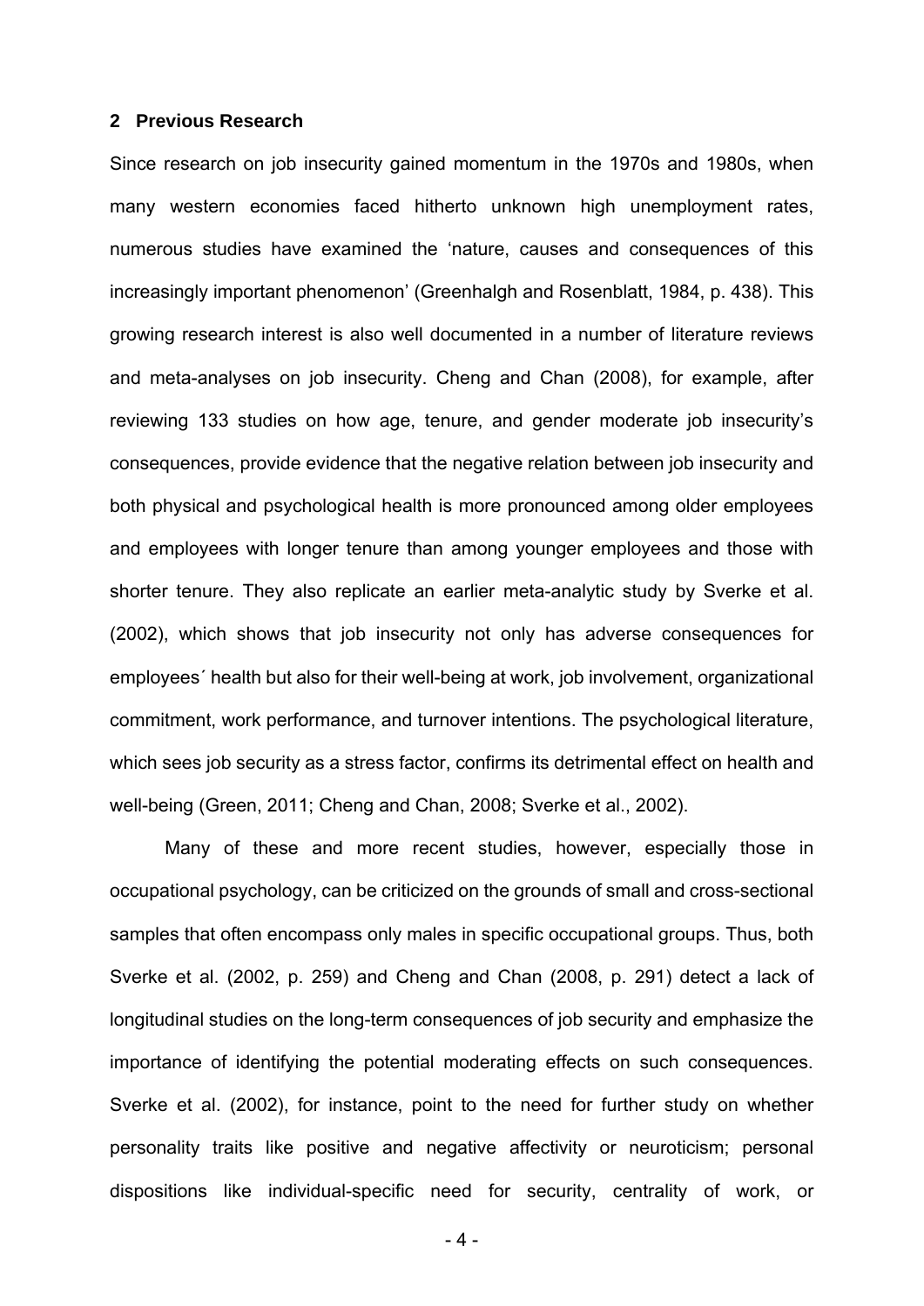## 2 Previous Research

Since research on job insecurity gained momentum in the 1970s and 1980s, when many western economies faced hitherto unknown high unemployment rates, numerous studies have examined the 'nature, causes and consequences of this increasingly important phenomenon' (Greenhalgh and Rosenblatt, 1984, p. 438). This growing research interest is also well documented in a number of literature reviews and meta-analyses on job insecurity. Cheng and Chan (2008), for example, after reviewing 133 studies on how age, tenure, and gender moderate job insecurity's consequences, provide evidence that the negative relation between job insecurity and both physical and psychological health is more pronounced among older employees and employees with longer tenure than among younger employees and those with shorter tenure. They also replicate an earlier meta-analytic study by Sverke et al. (2002), which shows that job insecurity not only has adverse consequences for employees´ health but also for their well-being at work, job involvement, organizational commitment, work performance, and turnover intentions. The psychological literature, which sees job security as a stress factor, confirms its detrimental effect on health and well-being (Green, 2011; Cheng and Chan, 2008; Sverke et al., 2002).

Many of these and more recent studies, however, especially those in occupational psychology, can be criticized on the grounds of small and cross-sectional samples that often encompass only males in specific occupational groups. Thus, both Sverke et al. (2002, p. 259) and Cheng and Chan (2008, p. 291) detect a lack of longitudinal studies on the long-term consequences of job security and emphasize the importance of identifying the potential moderating effects on such consequences. Sverke et al. (2002), for instance, point to the need for further study on whether personality traits like positive and negative affectivity or neuroticism; personal dispositions like individual-specific need for security, centrality of work, or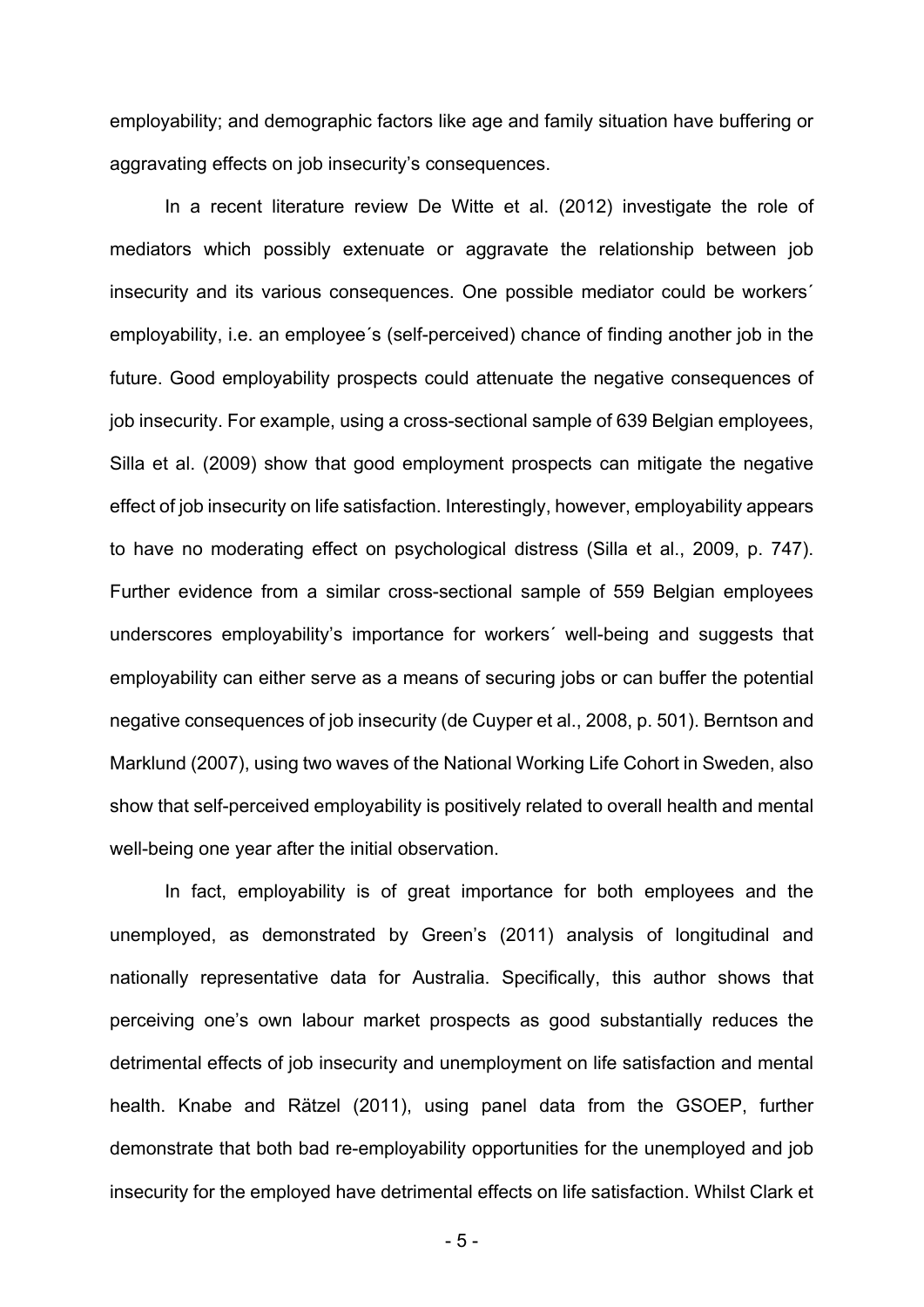employability; and demographic factors like age and family situation have buffering or aggravating effects on job insecurity's consequences.

In a recent literature review De Witte et al. (2012) investigate the role of mediators which possibly extenuate or aggravate the relationship between job insecurity and its various consequences. One possible mediator could be workers´ employability, i.e. an employee´s (self-perceived) chance of finding another job in the future. Good employability prospects could attenuate the negative consequences of job insecurity. For example, using a cross-sectional sample of 639 Belgian employees, Silla et al. (2009) show that good employment prospects can mitigate the negative effect of job insecurity on life satisfaction. Interestingly, however, employability appears to have no moderating effect on psychological distress (Silla et al., 2009, p. 747). Further evidence from a similar cross-sectional sample of 559 Belgian employees underscores employability's importance for workers´ well-being and suggests that employability can either serve as a means of securing jobs or can buffer the potential negative consequences of job insecurity (de Cuyper et al., 2008, p. 501). Berntson and Marklund (2007), using two waves of the National Working Life Cohort in Sweden, also show that self-perceived employability is positively related to overall health and mental well-being one year after the initial observation.

In fact, employability is of great importance for both employees and the unemployed, as demonstrated by Green's (2011) analysis of longitudinal and nationally representative data for Australia. Specifically, this author shows that perceiving one's own labour market prospects as good substantially reduces the detrimental effects of job insecurity and unemployment on life satisfaction and mental health. Knabe and Rätzel (2011), using panel data from the GSOEP, further demonstrate that both bad re-employability opportunities for the unemployed and job insecurity for the employed have detrimental effects on life satisfaction. Whilst Clark et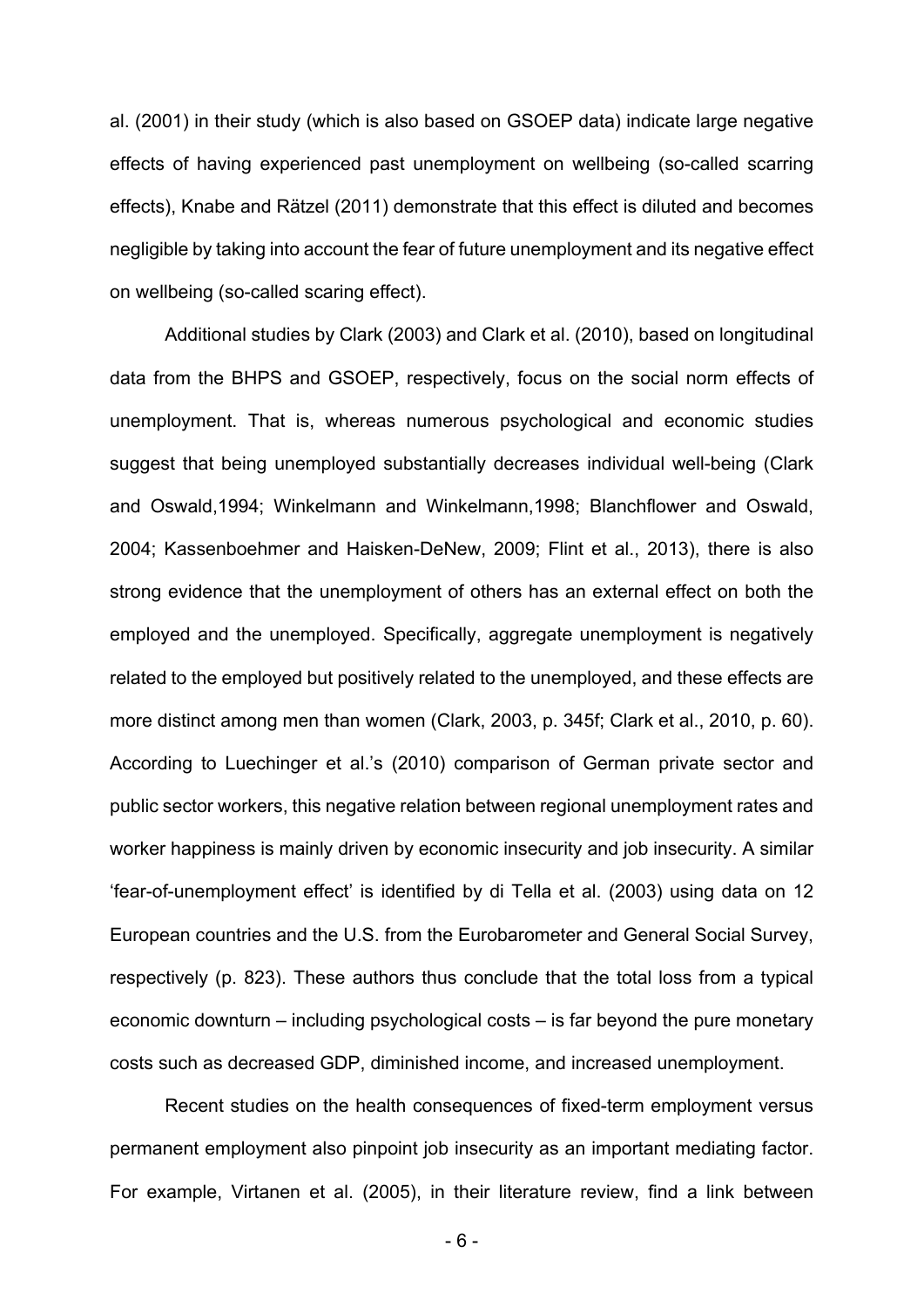al. (2001) in their study (which is also based on GSOEP data) indicate large negative effects of having experienced past unemployment on wellbeing (so-called scarring effects), Knabe and Rätzel (2011) demonstrate that this effect is diluted and becomes negligible by taking into account the fear of future unemployment and its negative effect on wellbeing (so-called scaring effect).

Additional studies by Clark (2003) and Clark et al. (2010), based on longitudinal data from the BHPS and GSOEP, respectively, focus on the social norm effects of unemployment. That is, whereas numerous psychological and economic studies suggest that being unemployed substantially decreases individual well-being (Clark and Oswald,1994; Winkelmann and Winkelmann,1998; Blanchflower and Oswald, 2004; Kassenboehmer and Haisken-DeNew, 2009; Flint et al., 2013), there is also strong evidence that the unemployment of others has an external effect on both the employed and the unemployed. Specifically, aggregate unemployment is negatively related to the employed but positively related to the unemployed, and these effects are more distinct among men than women (Clark, 2003, p. 345f; Clark et al., 2010, p. 60). According to Luechinger et al.'s (2010) comparison of German private sector and public sector workers, this negative relation between regional unemployment rates and worker happiness is mainly driven by economic insecurity and job insecurity. A similar 'fear-of-unemployment effect' is identified by di Tella et al. (2003) using data on 12 European countries and the U.S. from the Eurobarometer and General Social Survey, respectively (p. 823). These authors thus conclude that the total loss from a typical economic downturn – including psychological costs – is far beyond the pure monetary costs such as decreased GDP, diminished income, and increased unemployment.

Recent studies on the health consequences of fixed-term employment versus permanent employment also pinpoint job insecurity as an important mediating factor. For example, Virtanen et al. (2005), in their literature review, find a link between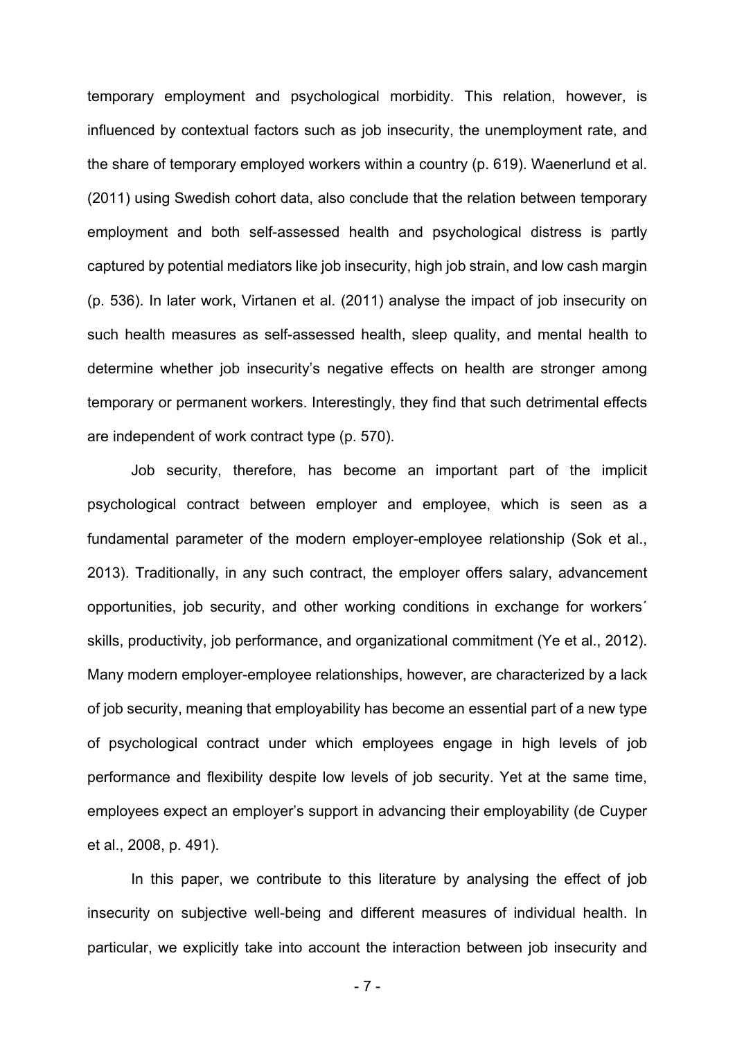temporary employment and psychological morbidity. This relation, however, is influenced by contextual factors such as job insecurity, the unemployment rate, and the share of temporary employed workers within a country (p. 619). Waenerlund et al. (2011) using Swedish cohort data, also conclude that the relation between temporary employment and both self-assessed health and psychological distress is partly captured by potential mediators like job insecurity, high job strain, and low cash margin (p. 536). In later work, Virtanen et al. (2011) analyse the impact of job insecurity on such health measures as self-assessed health, sleep quality, and mental health to determine whether job insecurity's negative effects on health are stronger among temporary or permanent workers. Interestingly, they find that such detrimental effects are independent of work contract type (p. 570).

Job security, therefore, has become an important part of the implicit psychological contract between employer and employee, which is seen as a fundamental parameter of the modern employer-employee relationship (Sok et al., 2013). Traditionally, in any such contract, the employer offers salary, advancement opportunities, job security, and other working conditions in exchange for workers´ skills, productivity, job performance, and organizational commitment (Ye et al., 2012). Many modern employer-employee relationships, however, are characterized by a lack of job security, meaning that employability has become an essential part of a new type of psychological contract under which employees engage in high levels of job performance and flexibility despite low levels of job security. Yet at the same time, employees expect an employer's support in advancing their employability (de Cuyper et al., 2008, p. 491).

In this paper, we contribute to this literature by analysing the effect of job insecurity on subjective well-being and different measures of individual health. In particular, we explicitly take into account the interaction between job insecurity and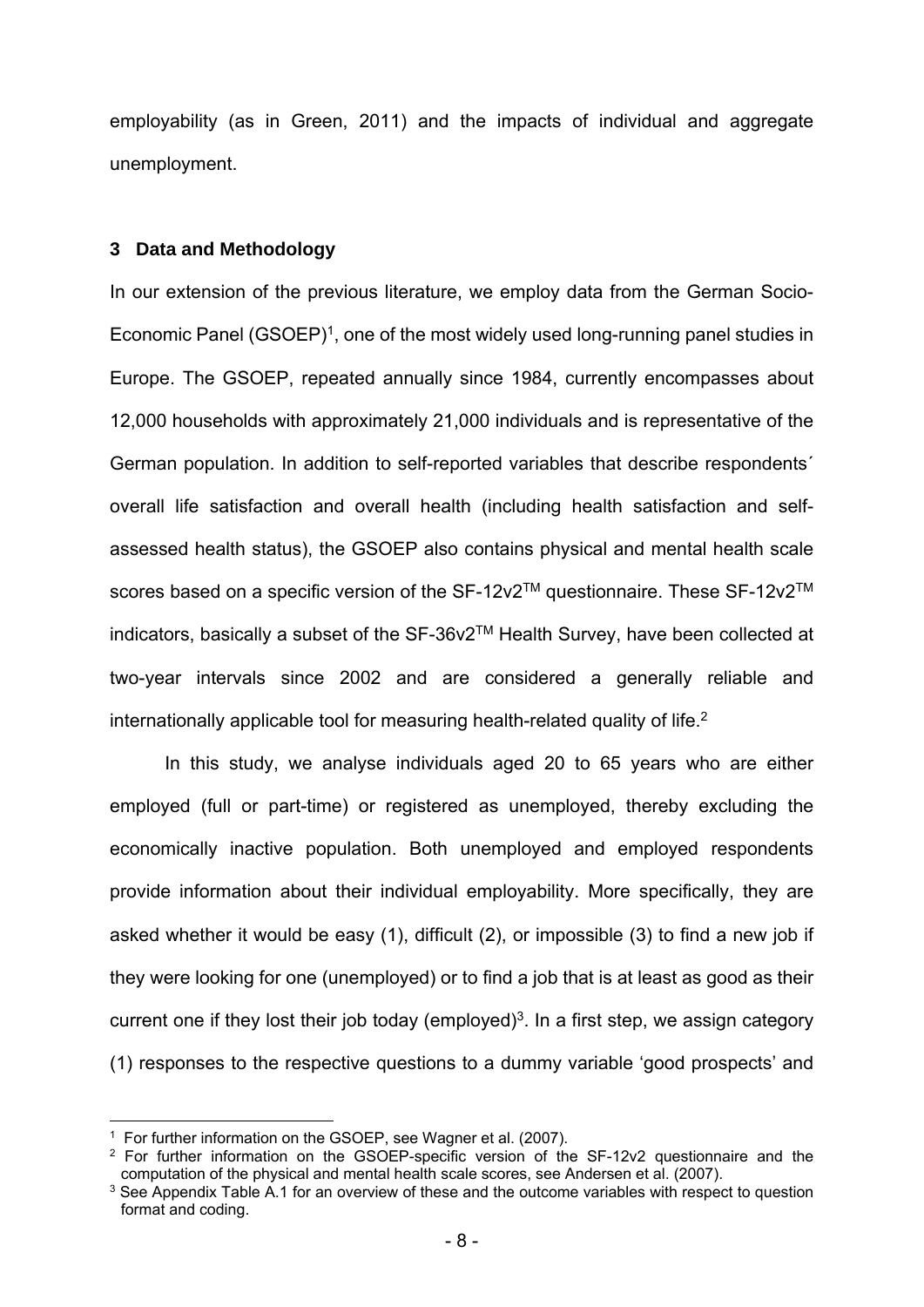employability (as in Green, 2011) and the impacts of individual and aggregate unemployment.

## 3 Data and Methodology

In our extension of the previous literature, we employ data from the German Socio-Economic Panel (GSOEP)[1], one of the most widely used long-running panel studies in Europe. The GSOEP, repeated annually since 1984, currently encompasses about 12,000 households with approximately 21,000 individuals and is representative of the German population. In addition to self-reported variables that describe respondents´ overall life satisfaction and overall health (including health satisfaction and self-assessed health status), the GSOEP also contains physical and mental health scale scores based on a specific version of the SF-12v2™ questionnaire. These SF-12v2™ indicators, basically a subset of the SF-36v2™ Health Survey, have been collected at two-year intervals since 2002 and are considered a generally reliable and internationally applicable tool for measuring health-related quality of life.[2]

In this study, we analyse individuals aged 20 to 65 years who are either employed (full or part-time) or registered as unemployed, thereby excluding the economically inactive population. Both unemployed and employed respondents provide information about their individual employability. More specifically, they are asked whether it would be easy (1), difficult (2), or impossible (3) to find a new job if they were looking for one (unemployed) or to find a job that is at least as good as their current one if they lost their job today (employed)[3]. In a first step, we assign category (1) responses to the respective questions to a dummy variable 'good prospects' and

---

[1] For further information on the GSOEP, see Wagner et al. (2007).

[2] For further information on the GSOEP-specific version of the SF-12v2 questionnaire and the computation of the physical and mental health scale scores, see Andersen et al. (2007).

[3] See Appendix Table A.1 for an overview of these and the outcome variables with respect to question format and coding.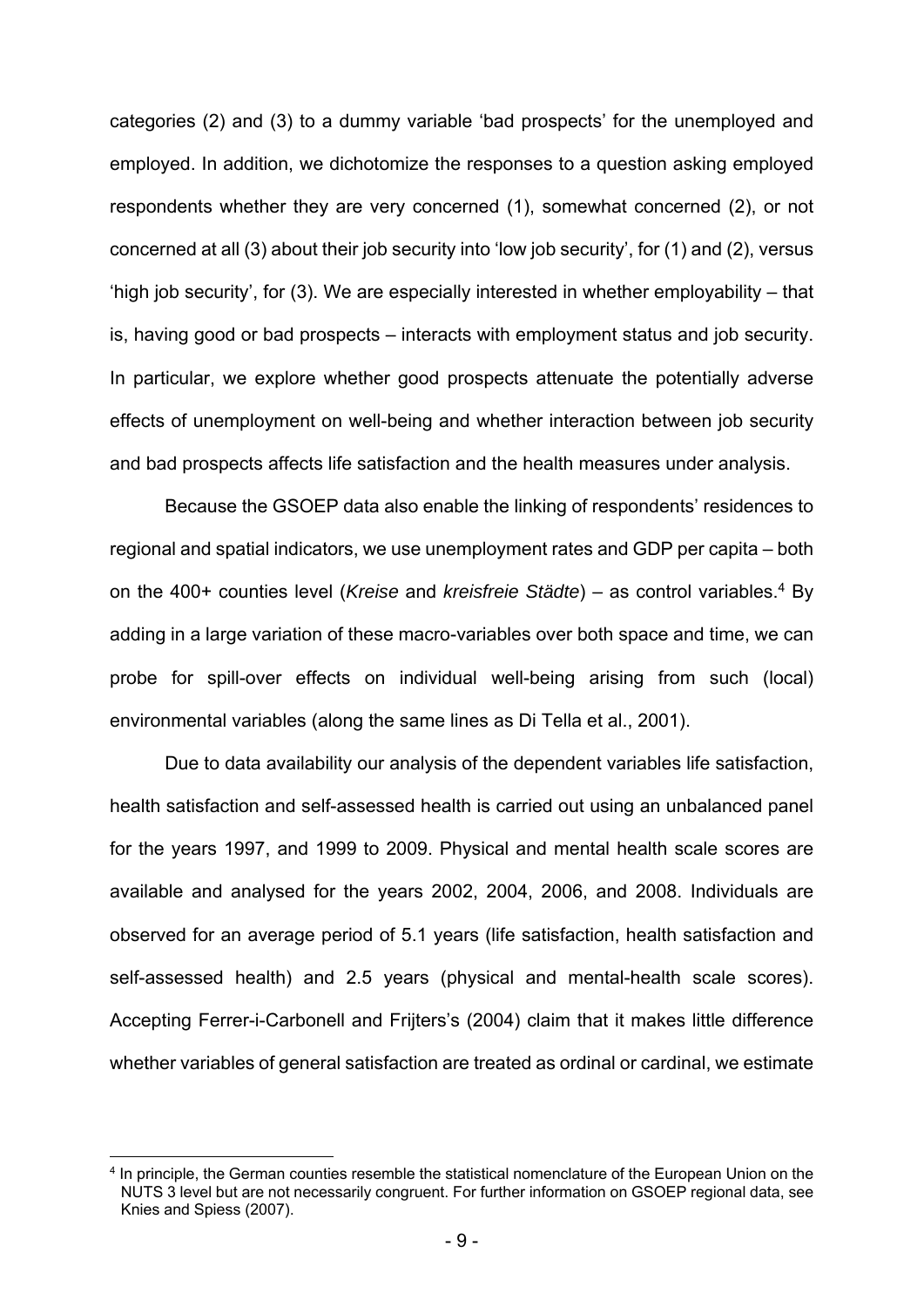categories (2) and (3) to a dummy variable 'bad prospects' for the unemployed and employed. In addition, we dichotomize the responses to a question asking employed respondents whether they are very concerned (1), somewhat concerned (2), or not concerned at all (3) about their job security into 'low job security', for (1) and (2), versus 'high job security', for (3). We are especially interested in whether employability – that is, having good or bad prospects – interacts with employment status and job security. In particular, we explore whether good prospects attenuate the potentially adverse effects of unemployment on well-being and whether interaction between job security and bad prospects affects life satisfaction and the health measures under analysis.

Because the GSOEP data also enable the linking of respondents' residences to regional and spatial indicators, we use unemployment rates and GDP per capita – both on the 400+ counties level (*Kreise* and *kreisfreie Städte*) – as control variables.[4] By adding in a large variation of these macro-variables over both space and time, we can probe for spill-over effects on individual well-being arising from such (local) environmental variables (along the same lines as Di Tella et al., 2001).

Due to data availability our analysis of the dependent variables life satisfaction, health satisfaction and self-assessed health is carried out using an unbalanced panel for the years 1997, and 1999 to 2009. Physical and mental health scale scores are available and analysed for the years 2002, 2004, 2006, and 2008. Individuals are observed for an average period of 5.1 years (life satisfaction, health satisfaction and self-assessed health) and 2.5 years (physical and mental-health scale scores). Accepting Ferrer-i-Carbonell and Frijters's (2004) claim that it makes little difference whether variables of general satisfaction are treated as ordinal or cardinal, we estimate

[4] In principle, the German counties resemble the statistical nomenclature of the European Union on the NUTS 3 level but are not necessarily congruent. For further information on GSOEP regional data, see Knies and Spiess (2007).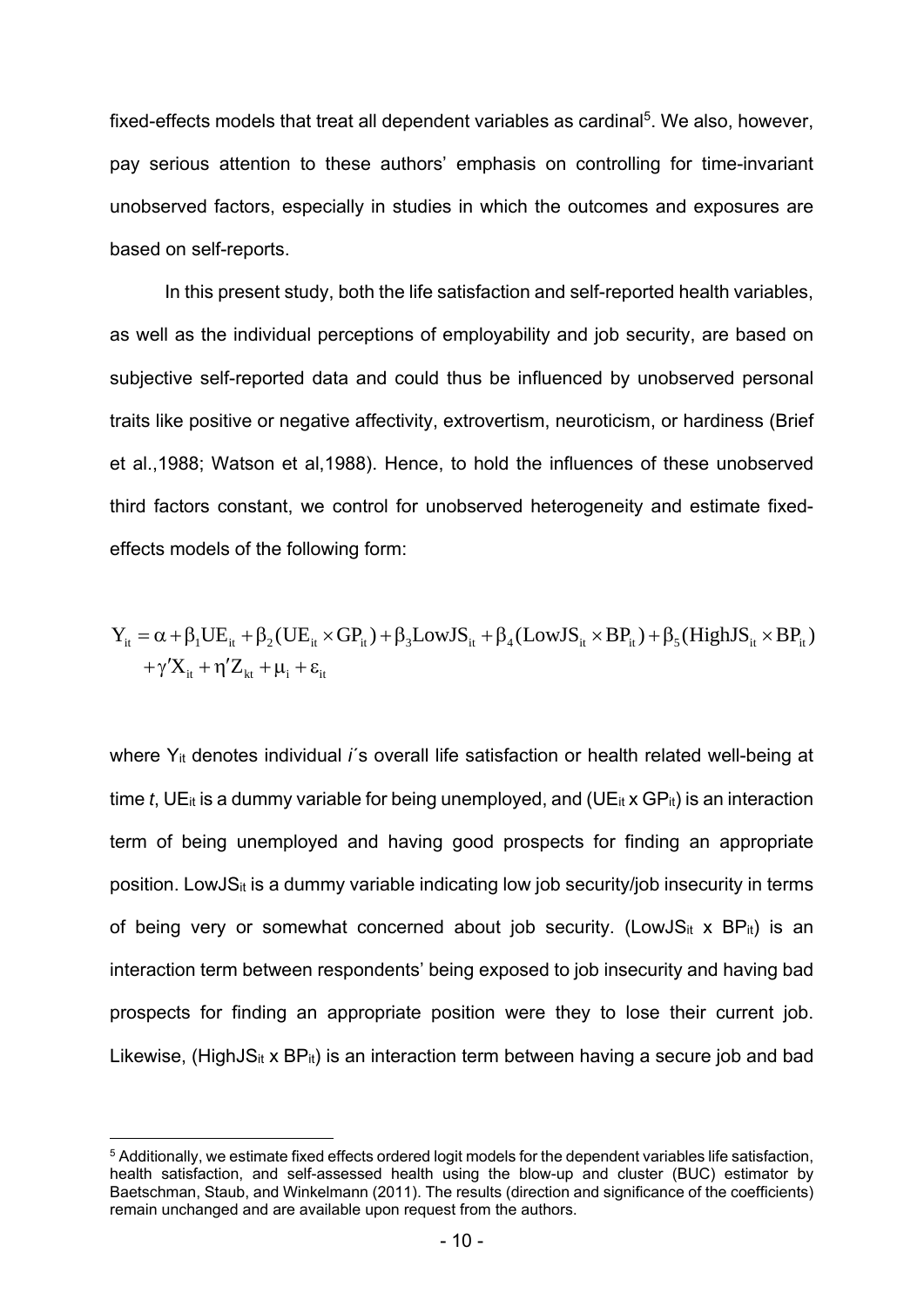fixed-effects models that treat all dependent variables as cardinal[5]. We also, however, pay serious attention to these authors' emphasis on controlling for time-invariant unobserved factors, especially in studies in which the outcomes and exposures are based on self-reports.

In this present study, both the life satisfaction and self-reported health variables, as well as the individual perceptions of employability and job security, are based on subjective self-reported data and could thus be influenced by unobserved personal traits like positive or negative affectivity, extrovertism, neuroticism, or hardiness (Brief et al.,1988; Watson et al,1988). Hence, to hold the influences of these unobserved third factors constant, we control for unobserved heterogeneity and estimate fixed-effects models of the following form:

$$
\begin{aligned}
Y_{it} = \alpha + \beta_1 UE_{it} + \beta_2 (UE_{it} \times GP_{it}) + \beta_3 LowJS_{it} + \beta_4 (LowJS_{it} \times BP_{it}) + \beta_5 (HighJS_{it} \times BP_{it}) \\
+ \gamma' X_{it} + \eta' Z_{kt} + \mu_i + \varepsilon_{it}
\end{aligned}
$$

where $Y_{it}$ denotes individual *i´*s overall life satisfaction or health related well-being at time *t*, $UE_{it}$ is a dummy variable for being unemployed, and ($UE_{it}$ x $GP_{it}$) is an interaction term of being unemployed and having good prospects for finding an appropriate position. $LowJS_{it}$ is a dummy variable indicating low job security/job insecurity in terms of being very or somewhat concerned about job security. ($LowJS_{it}$ x $BP_{it}$) is an interaction term between respondents' being exposed to job insecurity and having bad prospects for finding an appropriate position were they to lose their current job. Likewise, ($HighJS_{it}$ x $BP_{it}$) is an interaction term between having a secure job and bad

[5] Additionally, we estimate fixed effects ordered logit models for the dependent variables life satisfaction, health satisfaction, and self-assessed health using the blow-up and cluster (BUC) estimator by Baetschman, Staub, and Winkelmann (2011). The results (direction and significance of the coefficients) remain unchanged and are available upon request from the authors.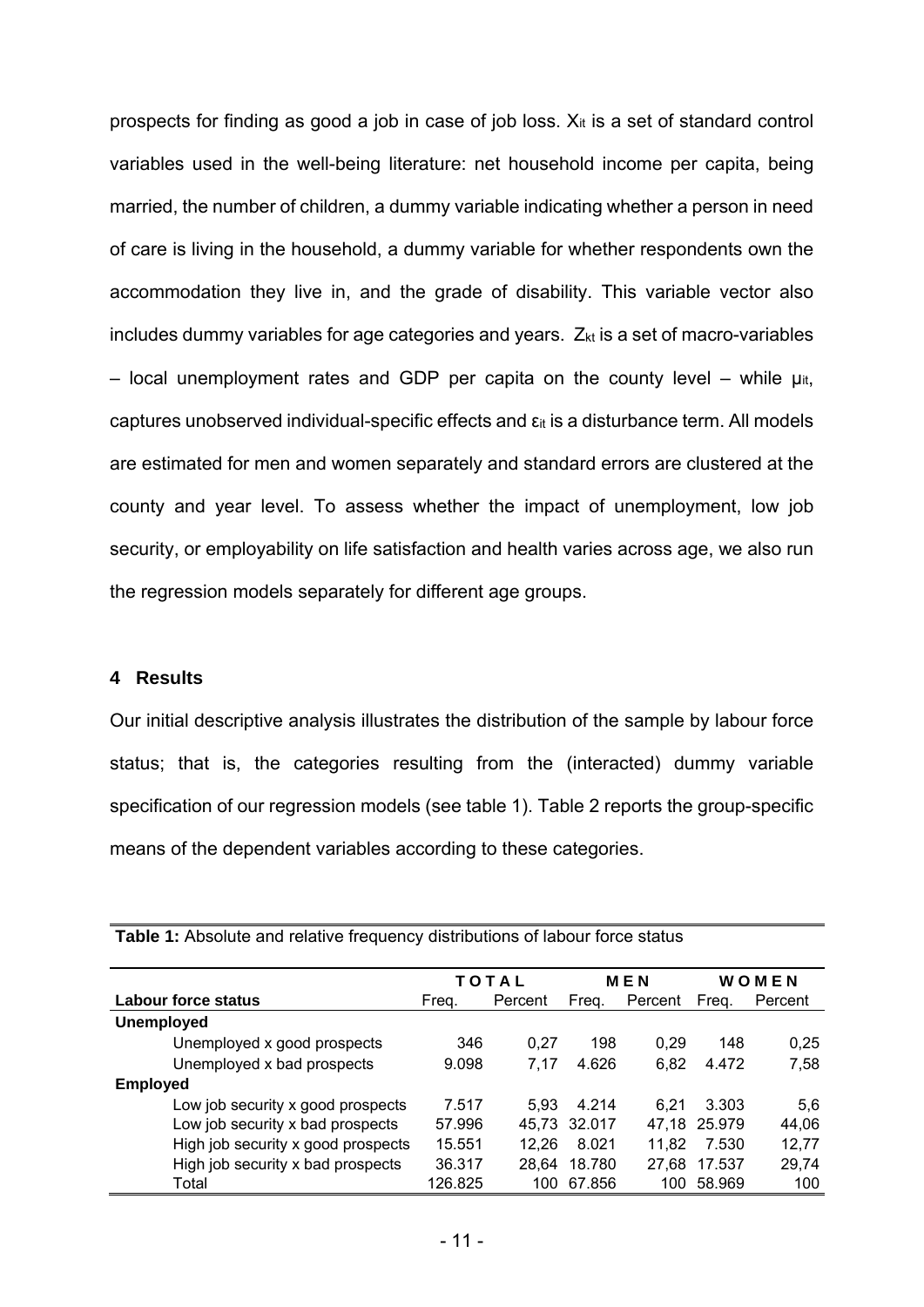prospects for finding as good a job in case of job loss. $X_{it}$ is a set of standard control variables used in the well-being literature: net household income per capita, being married, the number of children, a dummy variable indicating whether a person in need of care is living in the household, a dummy variable for whether respondents own the accommodation they live in, and the grade of disability. This variable vector also includes dummy variables for age categories and years. $Z_{kt}$ is a set of macro-variables – local unemployment rates and GDP per capita on the county level – while $\mu_{it}$, captures unobserved individual-specific effects and $\varepsilon_{it}$ is a disturbance term. All models are estimated for men and women separately and standard errors are clustered at the county and year level. To assess whether the impact of unemployment, low job security, or employability on life satisfaction and health varies across age, we also run the regression models separately for different age groups.

## 4 Results

Our initial descriptive analysis illustrates the distribution of the sample by labour force status; that is, the categories resulting from the (interacted) dummy variable specification of our regression models (see table 1). Table 2 reports the group-specific means of the dependent variables according to these categories.

**Table 1:** Absolute and relative frequency distributions of labour force status

| | TOTAL | | MEN | | WOMEN | |
|---|---|---|---|---|---|---|
| **Labour force status** | Freq. | Percent | Freq. | Percent | Freq. | Percent |
| **Unemployed** | | | | | | |
| Unemployed x good prospects | 346 | 0,27 | 198 | 0,29 | 148 | 0,25 |
| Unemployed x bad prospects | 9.098 | 7,17 | 4.626 | 6,82 | 4.472 | 7,58 |
| **Employed** | | | | | | |
| Low job security x good prospects | 7.517 | 5,93 | 4.214 | 6,21 | 3.303 | 5,6 |
| Low job security x bad prospects | 57.996 | 45,73 | 32.017 | 47,18 | 25.979 | 44,06 |
| High job security x good prospects | 15.551 | 12,26 | 8.021 | 11,82 | 7.530 | 12,77 |
| High job security x bad prospects | 36.317 | 28,64 | 18.780 | 27,68 | 17.537 | 29,74 |
| Total | 126.825 | 100 | 67.856 | 100 | 58.969 | 100 |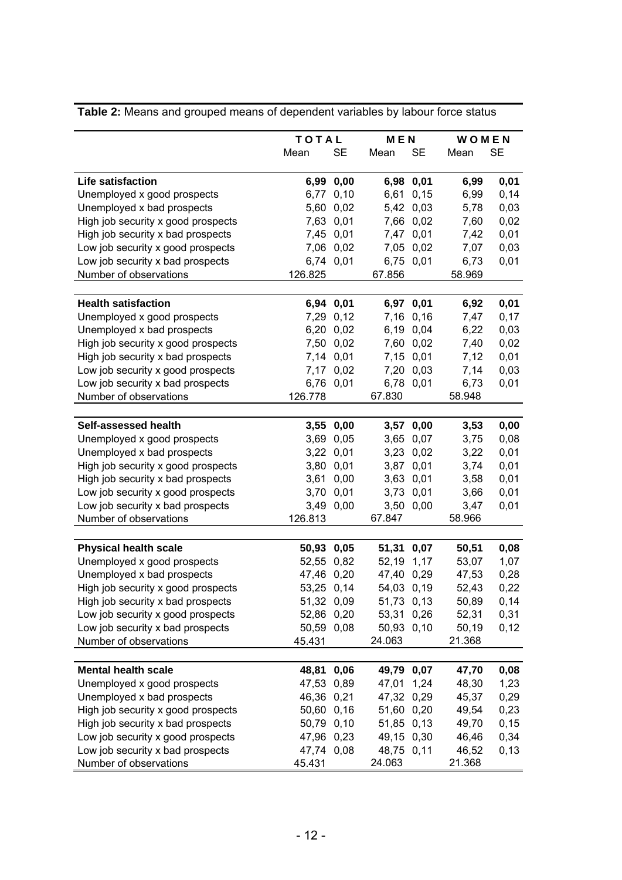**Table 2:** Means and grouped means of dependent variables by labour force status

| | TOTAL | | MEN | | WOMEN | |
|---|---|---|---|---|---|---|
| | Mean | SE | Mean | SE | Mean | SE |
| **Life satisfaction** | **6,99** | **0,00** | **6,98** | **0,01** | **6,99** | **0,01** |
| Unemployed x good prospects | 6,77 | 0,10 | 6,61 | 0,15 | 6,99 | 0,14 |
| Unemployed x bad prospects | 5,60 | 0,02 | 5,42 | 0,03 | 5,78 | 0,03 |
| High job security x good prospects | 7,63 | 0,01 | 7,66 | 0,02 | 7,60 | 0,02 |
| High job security x bad prospects | 7,45 | 0,01 | 7,47 | 0,01 | 7,42 | 0,01 |
| Low job security x good prospects | 7,06 | 0,02 | 7,05 | 0,02 | 7,07 | 0,03 |
| Low job security x bad prospects | 6,74 | 0,01 | 6,75 | 0,01 | 6,73 | 0,01 |
| Number of observations | 126.825 | | 67.856 | | 58.969 | |
| **Health satisfaction** | **6,94** | **0,01** | **6,97** | **0,01** | **6,92** | **0,01** |
| Unemployed x good prospects | 7,29 | 0,12 | 7,16 | 0,16 | 7,47 | 0,17 |
| Unemployed x bad prospects | 6,20 | 0,02 | 6,19 | 0,04 | 6,22 | 0,03 |
| High job security x good prospects | 7,50 | 0,02 | 7,60 | 0,02 | 7,40 | 0,02 |
| High job security x bad prospects | 7,14 | 0,01 | 7,15 | 0,01 | 7,12 | 0,01 |
| Low job security x good prospects | 7,17 | 0,02 | 7,20 | 0,03 | 7,14 | 0,03 |
| Low job security x bad prospects | 6,76 | 0,01 | 6,78 | 0,01 | 6,73 | 0,01 |
| Number of observations | 126.778 | | 67.830 | | 58.948 | |
| **Self-assessed health** | **3,55** | **0,00** | **3,57** | **0,00** | **3,53** | **0,00** |
| Unemployed x good prospects | 3,69 | 0,05 | 3,65 | 0,07 | 3,75 | 0,08 |
| Unemployed x bad prospects | 3,22 | 0,01 | 3,23 | 0,02 | 3,22 | 0,01 |
| High job security x good prospects | 3,80 | 0,01 | 3,87 | 0,01 | 3,74 | 0,01 |
| High job security x bad prospects | 3,61 | 0,00 | 3,63 | 0,01 | 3,58 | 0,01 |
| Low job security x good prospects | 3,70 | 0,01 | 3,73 | 0,01 | 3,66 | 0,01 |
| Low job security x bad prospects | 3,49 | 0,00 | 3,50 | 0,00 | 3,47 | 0,01 |
| Number of observations | 126.813 | | 67.847 | | 58.966 | |
| **Physical health scale** | **50,93** | **0,05** | **51,31** | **0,07** | **50,51** | **0,08** |
| Unemployed x good prospects | 52,55 | 0,82 | 52,19 | 1,17 | 53,07 | 1,07 |
| Unemployed x bad prospects | 47,46 | 0,20 | 47,40 | 0,29 | 47,53 | 0,28 |
| High job security x good prospects | 53,25 | 0,14 | 54,03 | 0,19 | 52,43 | 0,22 |
| High job security x bad prospects | 51,32 | 0,09 | 51,73 | 0,13 | 50,89 | 0,14 |
| Low job security x good prospects | 52,86 | 0,20 | 53,31 | 0,26 | 52,31 | 0,31 |
| Low job security x bad prospects | 50,59 | 0,08 | 50,93 | 0,10 | 50,19 | 0,12 |
| Number of observations | 45.431 | | 24.063 | | 21.368 | |
| **Mental health scale** | **48,81** | **0,06** | **49,79** | **0,07** | **47,70** | **0,08** |
| Unemployed x good prospects | 47,53 | 0,89 | 47,01 | 1,24 | 48,30 | 1,23 |
| Unemployed x bad prospects | 46,36 | 0,21 | 47,32 | 0,29 | 45,37 | 0,29 |
| High job security x good prospects | 50,60 | 0,16 | 51,60 | 0,20 | 49,54 | 0,23 |
| High job security x bad prospects | 50,79 | 0,10 | 51,85 | 0,13 | 49,70 | 0,15 |
| Low job security x good prospects | 47,96 | 0,23 | 49,15 | 0,30 | 46,46 | 0,34 |
| Low job security x bad prospects | 47,74 | 0,08 | 48,75 | 0,11 | 46,52 | 0,13 |
| Number of observations | 45.431 | | 24.063 | | 21.368 | |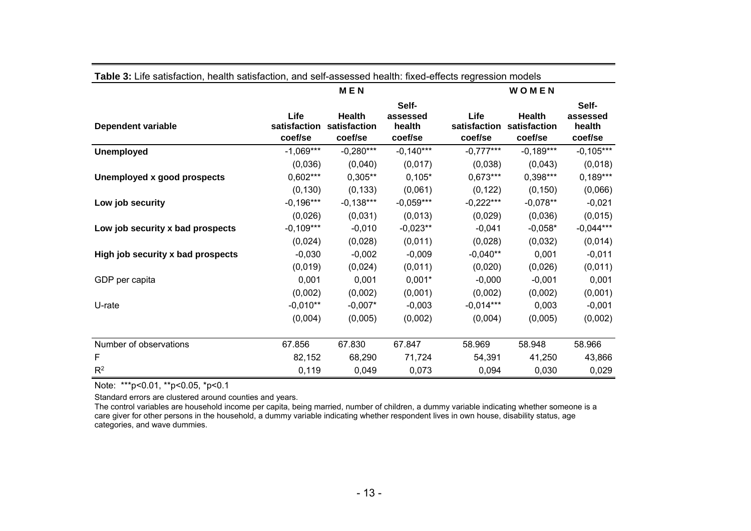**Table 3:** Life satisfaction, health satisfaction, and self-assessed health: fixed-effects regression models

| | MEN | | | WOMEN | | |
|---|---|---|---|---|---|---|
| **Dependent variable** | **Life satisfaction coef/se** | **Health satisfaction coef/se** | **Self-assessed health coef/se** | **Life satisfaction coef/se** | **Health satisfaction coef/se** | **Self-assessed health coef/se** |
| **Unemployed** | -1,069*** | -0,280*** | -0,140*** | -0,777*** | -0,189*** | -0,105*** |
| | (0,036) | (0,040) | (0,017) | (0,038) | (0,043) | (0,018) |
| **Unemployed x good prospects** | 0,602*** | 0,305** | 0,105* | 0,673*** | 0,398*** | 0,189*** |
| | (0,130) | (0,133) | (0,061) | (0,122) | (0,150) | (0,066) |
| **Low job security** | -0,196*** | -0,138*** | -0,059*** | -0,222*** | -0,078** | -0,021 |
| | (0,026) | (0,031) | (0,013) | (0,029) | (0,036) | (0,015) |
| **Low job security x bad prospects** | -0,109*** | -0,010 | -0,023** | -0,041 | -0,058* | -0,044*** |
| | (0,024) | (0,028) | (0,011) | (0,028) | (0,032) | (0,014) |
| **High job security x bad prospects** | -0,030 | -0,002 | -0,009 | -0,040** | 0,001 | -0,011 |
| | (0,019) | (0,024) | (0,011) | (0,020) | (0,026) | (0,011) |
| GDP per capita | 0,001 | 0,001 | 0,001* | -0,000 | -0,001 | 0,001 |
| | (0,002) | (0,002) | (0,001) | (0,002) | (0,002) | (0,001) |
| U-rate | -0,010** | -0,007* | -0,003 | -0,014*** | 0,003 | -0,001 |
| | (0,004) | (0,005) | (0,002) | (0,004) | (0,005) | (0,002) |
| Number of observations | 67.856 | 67.830 | 67.847 | 58.969 | 58.948 | 58.966 |
| F | 82,152 | 68,290 | 71,724 | 54,391 | 41,250 | 43,866 |
| $R^2$ | 0,119 | 0,049 | 0,073 | 0,094 | 0,030 | 0,029 |

Note: ***p<0.01, **p<0.05, *p<0.1

Standard errors are clustered around counties and years.

The control variables are household income per capita, being married, number of children, a dummy variable indicating whether someone is a care giver for other persons in the household, a dummy variable indicating whether respondent lives in own house, disability status, age categories, and wave dummies.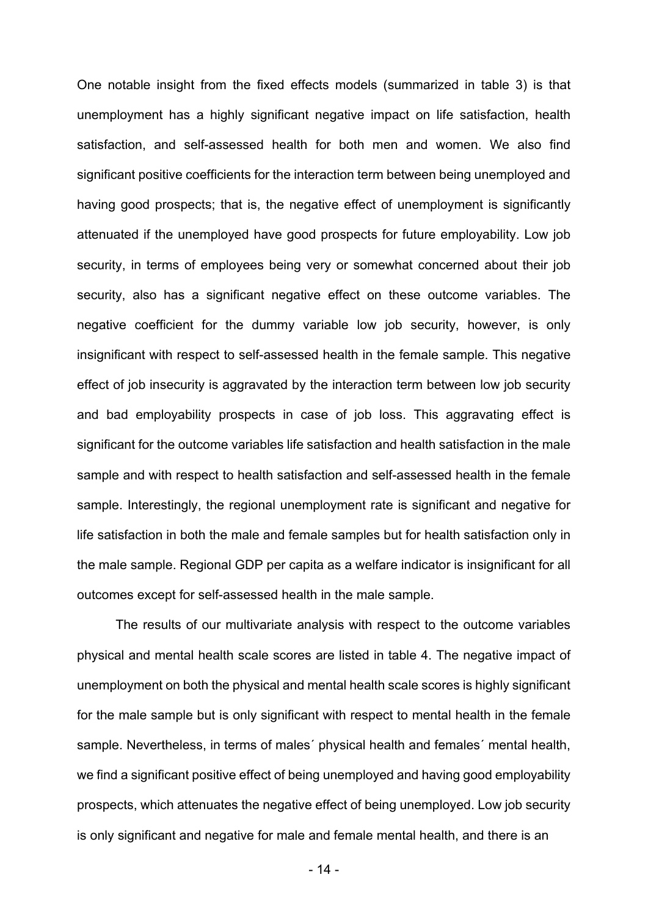One notable insight from the fixed effects models (summarized in table 3) is that unemployment has a highly significant negative impact on life satisfaction, health satisfaction, and self-assessed health for both men and women. We also find significant positive coefficients for the interaction term between being unemployed and having good prospects; that is, the negative effect of unemployment is significantly attenuated if the unemployed have good prospects for future employability. Low job security, in terms of employees being very or somewhat concerned about their job security, also has a significant negative effect on these outcome variables. The negative coefficient for the dummy variable low job security, however, is only insignificant with respect to self-assessed health in the female sample. This negative effect of job insecurity is aggravated by the interaction term between low job security and bad employability prospects in case of job loss. This aggravating effect is significant for the outcome variables life satisfaction and health satisfaction in the male sample and with respect to health satisfaction and self-assessed health in the female sample. Interestingly, the regional unemployment rate is significant and negative for life satisfaction in both the male and female samples but for health satisfaction only in the male sample. Regional GDP per capita as a welfare indicator is insignificant for all outcomes except for self-assessed health in the male sample.

The results of our multivariate analysis with respect to the outcome variables physical and mental health scale scores are listed in table 4. The negative impact of unemployment on both the physical and mental health scale scores is highly significant for the male sample but is only significant with respect to mental health in the female sample. Nevertheless, in terms of males´ physical health and females´ mental health, we find a significant positive effect of being unemployed and having good employability prospects, which attenuates the negative effect of being unemployed. Low job security is only significant and negative for male and female mental health, and there is an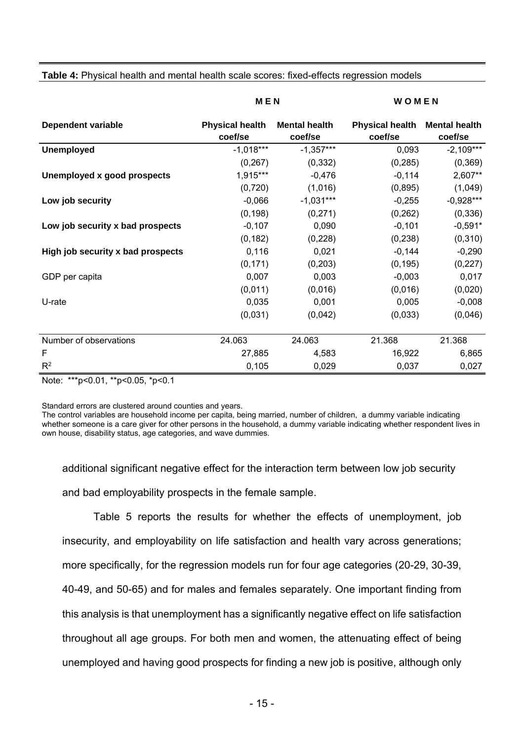**Table 4:** Physical health and mental health scale scores: fixed-effects regression models

| | **MEN** | | **WOMEN** | |
|---|---|---|---|---|
| **Dependent variable** | **Physical health coef/se** | **Mental health coef/se** | **Physical health coef/se** | **Mental health coef/se** |
| **Unemployed** | -1,018*** | -1,357*** | 0,093 | -2,109*** |
| | (0,267) | (0,332) | (0,285) | (0,369) |
| **Unemployed x good prospects** | 1,915*** | -0,476 | -0,114 | 2,607** |
| | (0,720) | (1,016) | (0,895) | (1,049) |
| **Low job security** | -0,066 | -1,031*** | -0,255 | -0,928*** |
| | (0,198) | (0,271) | (0,262) | (0,336) |
| **Low job security x bad prospects** | -0,107 | 0,090 | -0,101 | -0,591* |
| | (0,182) | (0,228) | (0,238) | (0,310) |
| **High job security x bad prospects** | 0,116 | 0,021 | -0,144 | -0,290 |
| | (0,171) | (0,203) | (0,195) | (0,227) |
| GDP per capita | 0,007 | 0,003 | -0,003 | 0,017 |
| | (0,011) | (0,016) | (0,016) | (0,020) |
| U-rate | 0,035 | 0,001 | 0,005 | -0,008 |
| | (0,031) | (0,042) | (0,033) | (0,046) |
| Number of observations | 24.063 | 24.063 | 21.368 | 21.368 |
| F | 27,885 | 4,583 | 16,922 | 6,865 |
| $R^2$ | 0,105 | 0,029 | 0,037 | 0,027 |

Note: ***p<0.01, **p<0.05, *p<0.1

Standard errors are clustered around counties and years.
The control variables are household income per capita, being married, number of children, a dummy variable indicating whether someone is a care giver for other persons in the household, a dummy variable indicating whether respondent lives in own house, disability status, age categories, and wave dummies.

additional significant negative effect for the interaction term between low job security and bad employability prospects in the female sample.

Table 5 reports the results for whether the effects of unemployment, job insecurity, and employability on life satisfaction and health vary across generations; more specifically, for the regression models run for four age categories (20-29, 30-39, 40-49, and 50-65) and for males and females separately. One important finding from this analysis is that unemployment has a significantly negative effect on life satisfaction throughout all age groups. For both men and women, the attenuating effect of being unemployed and having good prospects for finding a new job is positive, although only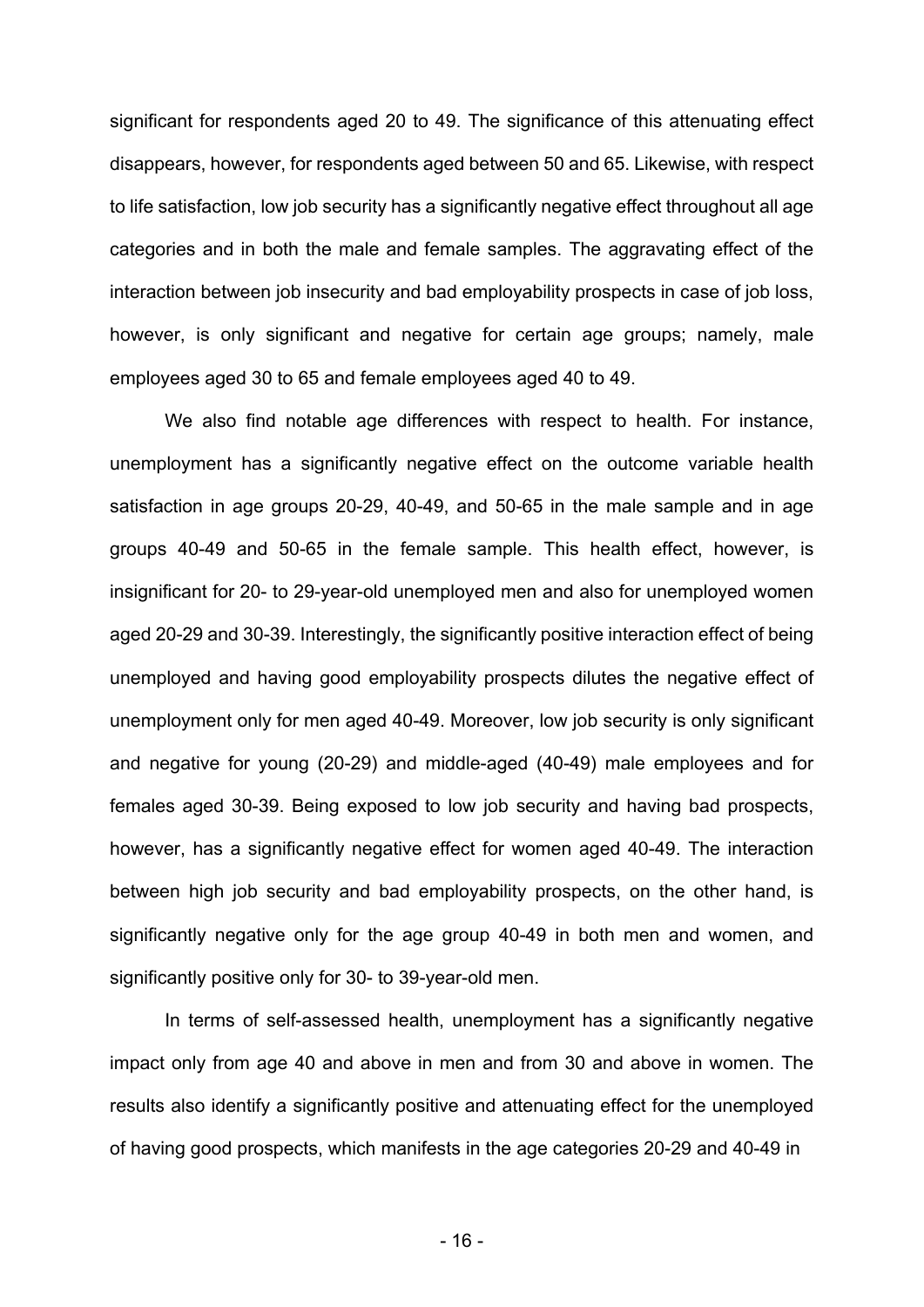significant for respondents aged 20 to 49. The significance of this attenuating effect disappears, however, for respondents aged between 50 and 65. Likewise, with respect to life satisfaction, low job security has a significantly negative effect throughout all age categories and in both the male and female samples. The aggravating effect of the interaction between job insecurity and bad employability prospects in case of job loss, however, is only significant and negative for certain age groups; namely, male employees aged 30 to 65 and female employees aged 40 to 49.

We also find notable age differences with respect to health. For instance, unemployment has a significantly negative effect on the outcome variable health satisfaction in age groups 20-29, 40-49, and 50-65 in the male sample and in age groups 40-49 and 50-65 in the female sample. This health effect, however, is insignificant for 20- to 29-year-old unemployed men and also for unemployed women aged 20-29 and 30-39. Interestingly, the significantly positive interaction effect of being unemployed and having good employability prospects dilutes the negative effect of unemployment only for men aged 40-49. Moreover, low job security is only significant and negative for young (20-29) and middle-aged (40-49) male employees and for females aged 30-39. Being exposed to low job security and having bad prospects, however, has a significantly negative effect for women aged 40-49. The interaction between high job security and bad employability prospects, on the other hand, is significantly negative only for the age group 40-49 in both men and women, and significantly positive only for 30- to 39-year-old men.

In terms of self-assessed health, unemployment has a significantly negative impact only from age 40 and above in men and from 30 and above in women. The results also identify a significantly positive and attenuating effect for the unemployed of having good prospects, which manifests in the age categories 20-29 and 40-49 in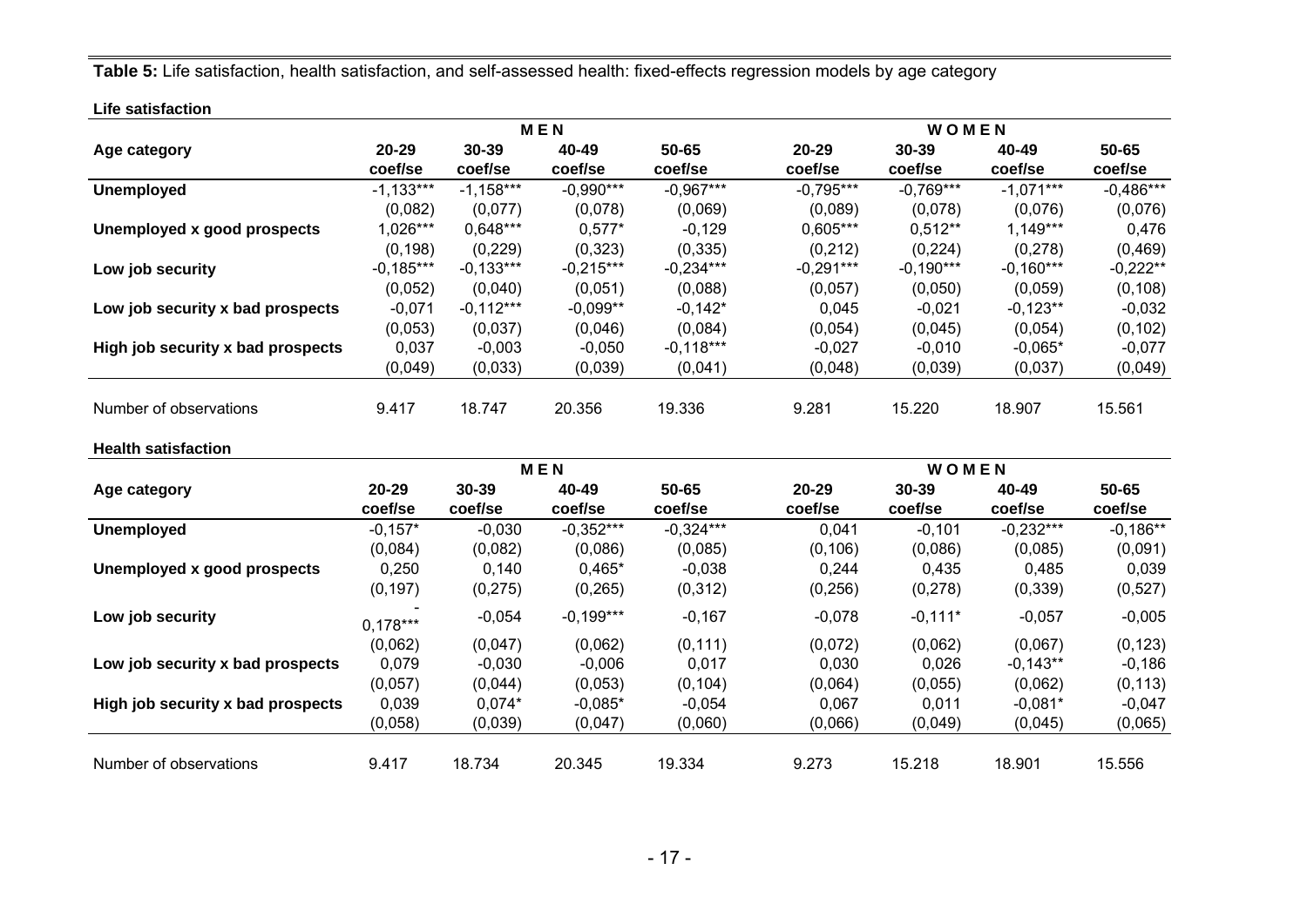**Table 5:** Life satisfaction, health satisfaction, and self-assessed health: fixed-effects regression models by age category

**Life satisfaction**

| | MEN | | | | WOMEN | | | |
|---|---|---|---|---|---|---|---|---|
| **Age category** | **20-29** | **30-39** | **40-49** | **50-65** | **20-29** | **30-39** | **40-49** | **50-65** |
| | **coef/se** | **coef/se** | **coef/se** | **coef/se** | **coef/se** | **coef/se** | **coef/se** | **coef/se** |
| **Unemployed** | -1,133*** | -1,158*** | -0,990*** | -0,967*** | -0,795*** | -0,769*** | -1,071*** | -0,486*** |
| | (0,082) | (0,077) | (0,078) | (0,069) | (0,089) | (0,078) | (0,076) | (0,076) |
| **Unemployed x good prospects** | 1,026*** | 0,648*** | 0,577* | -0,129 | 0,605*** | 0,512** | 1,149*** | 0,476 |
| | (0,198) | (0,229) | (0,323) | (0,335) | (0,212) | (0,224) | (0,278) | (0,469) |
| **Low job security** | -0,185*** | -0,133*** | -0,215*** | -0,234*** | -0,291*** | -0,190*** | -0,160*** | -0,222** |
| | (0,052) | (0,040) | (0,051) | (0,088) | (0,057) | (0,050) | (0,059) | (0,108) |
| **Low job security x bad prospects** | -0,071 | -0,112*** | -0,099** | -0,142* | 0,045 | -0,021 | -0,123** | -0,032 |
| | (0,053) | (0,037) | (0,046) | (0,084) | (0,054) | (0,045) | (0,054) | (0,102) |
| **High job security x bad prospects** | 0,037 | -0,003 | -0,050 | -0,118*** | -0,027 | -0,010 | -0,065* | -0,077 |
| | (0,049) | (0,033) | (0,039) | (0,041) | (0,048) | (0,039) | (0,037) | (0,049) |
| Number of observations | 9.417 | 18.747 | 20.356 | 19.336 | 9.281 | 15.220 | 18.907 | 15.561 |

**Health satisfaction**

| | MEN | | | | WOMEN | | | |
|---|---|---|---|---|---|---|---|---|
| **Age category** | **20-29** | **30-39** | **40-49** | **50-65** | **20-29** | **30-39** | **40-49** | **50-65** |
| | **coef/se** | **coef/se** | **coef/se** | **coef/se** | **coef/se** | **coef/se** | **coef/se** | **coef/se** |
| **Unemployed** | -0,157* | -0,030 | -0,352*** | -0,324*** | 0,041 | -0,101 | -0,232*** | -0,186** |
| | (0,084) | (0,082) | (0,086) | (0,085) | (0,106) | (0,086) | (0,085) | (0,091) |
| **Unemployed x good prospects** | 0,250 | 0,140 | 0,465* | -0,038 | 0,244 | 0,435 | 0,485 | 0,039 |
| | (0,197) | (0,275) | (0,265) | (0,312) | (0,256) | (0,278) | (0,339) | (0,527) |
| **Low job security** | -0,178*** | -0,054 | -0,199*** | -0,167 | -0,078 | -0,111* | -0,057 | -0,005 |
| | (0,062) | (0,047) | (0,062) | (0,111) | (0,072) | (0,062) | (0,067) | (0,123) |
| **Low job security x bad prospects** | 0,079 | -0,030 | -0,006 | 0,017 | 0,030 | 0,026 | -0,143** | -0,186 |
| | (0,057) | (0,044) | (0,053) | (0,104) | (0,064) | (0,055) | (0,062) | (0,113) |
| **High job security x bad prospects** | 0,039 | 0,074* | -0,085* | -0,054 | 0,067 | 0,011 | -0,081* | -0,047 |
| | (0,058) | (0,039) | (0,047) | (0,060) | (0,066) | (0,049) | (0,045) | (0,065) |
| Number of observations | 9.417 | 18.734 | 20.345 | 19.334 | 9.273 | 15.218 | 18.901 | 15.556 |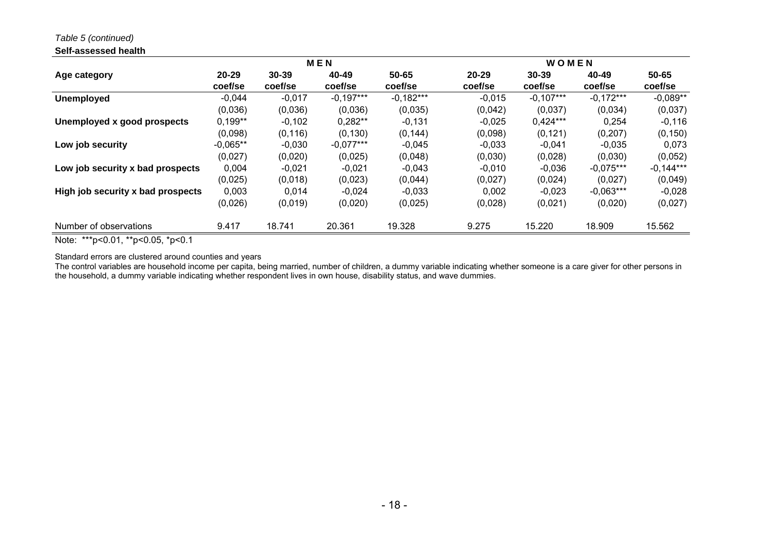*Table 5 (continued)*

**Self-assessed health**

| | MEN | | | | WOMEN | | | |
|---|---|---|---|---|---|---|---|---|
| **Age category** | **20-29** | **30-39** | **40-49** | **50-65** | **20-29** | **30-39** | **40-49** | **50-65** |
| | **coef/se** | **coef/se** | **coef/se** | **coef/se** | **coef/se** | **coef/se** | **coef/se** | **coef/se** |
| **Unemployed** | -0,044 | -0,017 | -0,197*** | -0,182*** | -0,015 | -0,107*** | -0,172*** | -0,089** |
| | (0,036) | (0,036) | (0,036) | (0,035) | (0,042) | (0,037) | (0,034) | (0,037) |
| **Unemployed x good prospects** | 0,199** | -0,102 | 0,282** | -0,131 | -0,025 | 0,424*** | 0,254 | -0,116 |
| | (0,098) | (0,116) | (0,130) | (0,144) | (0,098) | (0,121) | (0,207) | (0,150) |
| **Low job security** | -0,065** | -0,030 | -0,077*** | -0,045 | -0,033 | -0,041 | -0,035 | 0,073 |
| | (0,027) | (0,020) | (0,025) | (0,048) | (0,030) | (0,028) | (0,030) | (0,052) |
| **Low job security x bad prospects** | 0,004 | -0,021 | -0,021 | -0,043 | -0,010 | -0,036 | -0,075*** | -0,144*** |
| | (0,025) | (0,018) | (0,023) | (0,044) | (0,027) | (0,024) | (0,027) | (0,049) |
| **High job security x bad prospects** | 0,003 | 0,014 | -0,024 | -0,033 | 0,002 | -0,023 | -0,063*** | -0,028 |
| | (0,026) | (0,019) | (0,020) | (0,025) | (0,028) | (0,021) | (0,020) | (0,027) |
| Number of observations | 9.417 | 18.741 | 20.361 | 19.328 | 9.275 | 15.220 | 18.909 | 15.562 |

Note: ***p<0.01, **p<0.05, *p<0.1

Standard errors are clustered around counties and years

The control variables are household income per capita, being married, number of children, a dummy variable indicating whether someone is a care giver for other persons in the household, a dummy variable indicating whether respondent lives in own house, disability status, and wave dummies.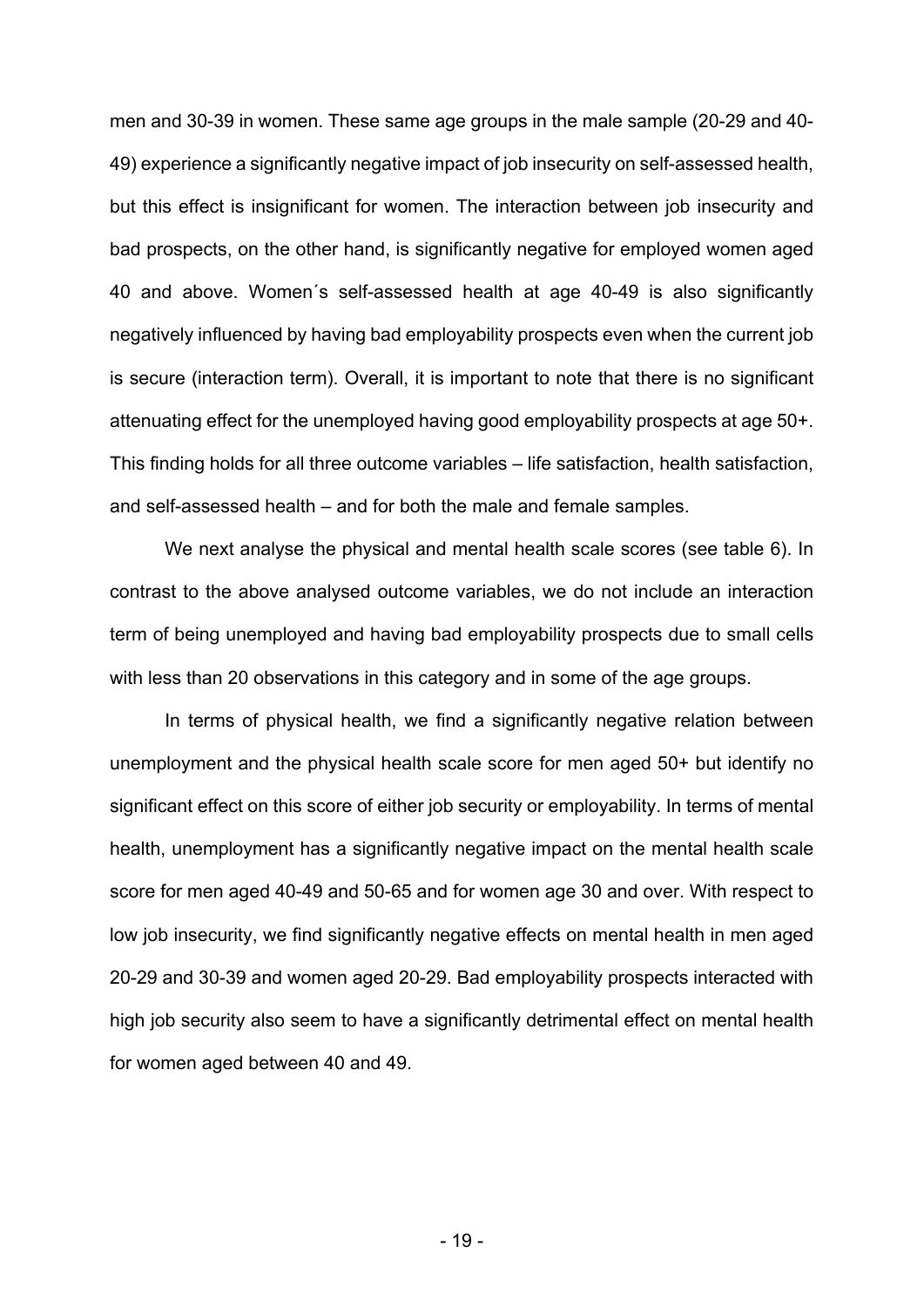men and 30-39 in women. These same age groups in the male sample (20-29 and 40-49) experience a significantly negative impact of job insecurity on self-assessed health, but this effect is insignificant for women. The interaction between job insecurity and bad prospects, on the other hand, is significantly negative for employed women aged 40 and above. Women´s self-assessed health at age 40-49 is also significantly negatively influenced by having bad employability prospects even when the current job is secure (interaction term). Overall, it is important to note that there is no significant attenuating effect for the unemployed having good employability prospects at age 50+. This finding holds for all three outcome variables – life satisfaction, health satisfaction, and self-assessed health – and for both the male and female samples.

We next analyse the physical and mental health scale scores (see table 6). In contrast to the above analysed outcome variables, we do not include an interaction term of being unemployed and having bad employability prospects due to small cells with less than 20 observations in this category and in some of the age groups.

In terms of physical health, we find a significantly negative relation between unemployment and the physical health scale score for men aged 50+ but identify no significant effect on this score of either job security or employability. In terms of mental health, unemployment has a significantly negative impact on the mental health scale score for men aged 40-49 and 50-65 and for women age 30 and over. With respect to low job insecurity, we find significantly negative effects on mental health in men aged 20-29 and 30-39 and women aged 20-29. Bad employability prospects interacted with high job security also seem to have a significantly detrimental effect on mental health for women aged between 40 and 49.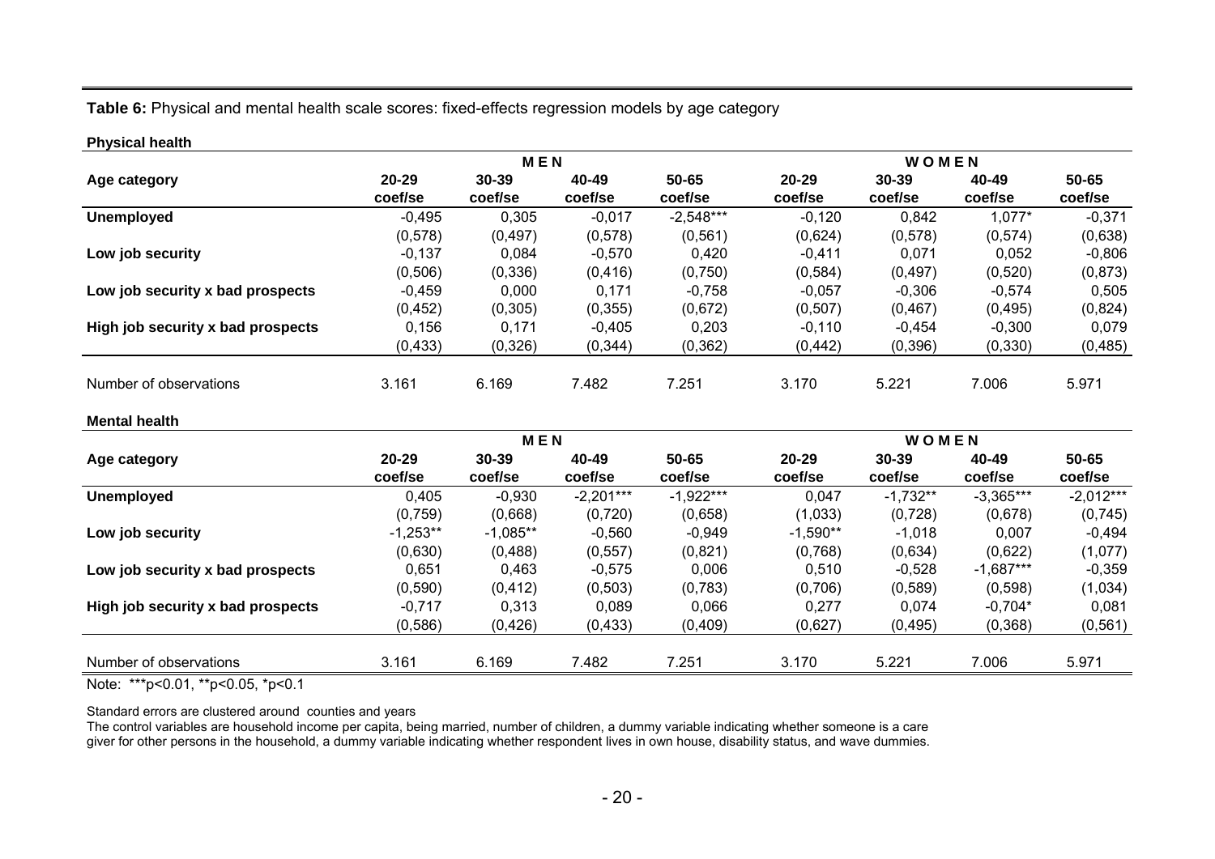**Table 6:** Physical and mental health scale scores: fixed-effects regression models by age category

**Physical health**

| | MEN | | | | WOMEN | | | |
|---|---|---|---|---|---|---|---|---|
| **Age category** | **20-29** | **30-39** | **40-49** | **50-65** | **20-29** | **30-39** | **40-49** | **50-65** |
| | **coef/se** | **coef/se** | **coef/se** | **coef/se** | **coef/se** | **coef/se** | **coef/se** | **coef/se** |
| **Unemployed** | -0,495 | 0,305 | -0,017 | -2,548*** | -0,120 | 0,842 | 1,077* | -0,371 |
| | (0,578) | (0,497) | (0,578) | (0,561) | (0,624) | (0,578) | (0,574) | (0,638) |
| **Low job security** | -0,137 | 0,084 | -0,570 | 0,420 | -0,411 | 0,071 | 0,052 | -0,806 |
| | (0,506) | (0,336) | (0,416) | (0,750) | (0,584) | (0,497) | (0,520) | (0,873) |
| **Low job security x bad prospects** | -0,459 | 0,000 | 0,171 | -0,758 | -0,057 | -0,306 | -0,574 | 0,505 |
| | (0,452) | (0,305) | (0,355) | (0,672) | (0,507) | (0,467) | (0,495) | (0,824) |
| **High job security x bad prospects** | 0,156 | 0,171 | -0,405 | 0,203 | -0,110 | -0,454 | -0,300 | 0,079 |
| | (0,433) | (0,326) | (0,344) | (0,362) | (0,442) | (0,396) | (0,330) | (0,485) |
| Number of observations | 3.161 | 6.169 | 7.482 | 7.251 | 3.170 | 5.221 | 7.006 | 5.971 |

**Mental health**

| | MEN | | | | WOMEN | | | |
|---|---|---|---|---|---|---|---|---|
| **Age category** | **20-29** | **30-39** | **40-49** | **50-65** | **20-29** | **30-39** | **40-49** | **50-65** |
| | **coef/se** | **coef/se** | **coef/se** | **coef/se** | **coef/se** | **coef/se** | **coef/se** | **coef/se** |
| **Unemployed** | 0,405 | -0,930 | -2,201*** | -1,922*** | 0,047 | -1,732** | -3,365*** | -2,012*** |
| | (0,759) | (0,668) | (0,720) | (0,658) | (1,033) | (0,728) | (0,678) | (0,745) |
| **Low job security** | -1,253** | -1,085** | -0,560 | -0,949 | -1,590** | -1,018 | 0,007 | -0,494 |
| | (0,630) | (0,488) | (0,557) | (0,821) | (0,768) | (0,634) | (0,622) | (1,077) |
| **Low job security x bad prospects** | 0,651 | 0,463 | -0,575 | 0,006 | 0,510 | -0,528 | -1,687*** | -0,359 |
| | (0,590) | (0,412) | (0,503) | (0,783) | (0,706) | (0,589) | (0,598) | (1,034) |
| **High job security x bad prospects** | -0,717 | 0,313 | 0,089 | 0,066 | 0,277 | 0,074 | -0,704* | 0,081 |
| | (0,586) | (0,426) | (0,433) | (0,409) | (0,627) | (0,495) | (0,368) | (0,561) |
| Number of observations | 3.161 | 6.169 | 7.482 | 7.251 | 3.170 | 5.221 | 7.006 | 5.971 |

Note: ***p<0.01, **p<0.05, *p<0.1

Standard errors are clustered around counties and years

The control variables are household income per capita, being married, number of children, a dummy variable indicating whether someone is a care giver for other persons in the household, a dummy variable indicating whether respondent lives in own house, disability status, and wave dummies.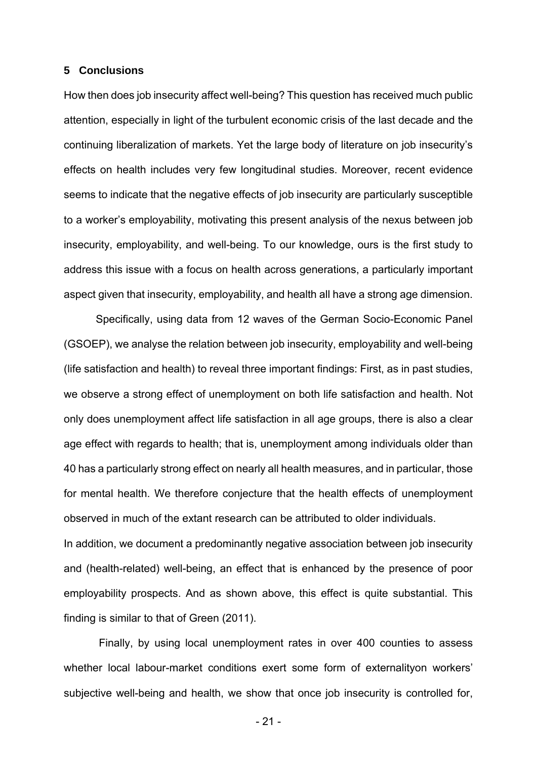## 5 Conclusions

How then does job insecurity affect well-being? This question has received much public attention, especially in light of the turbulent economic crisis of the last decade and the continuing liberalization of markets. Yet the large body of literature on job insecurity's effects on health includes very few longitudinal studies. Moreover, recent evidence seems to indicate that the negative effects of job insecurity are particularly susceptible to a worker's employability, motivating this present analysis of the nexus between job insecurity, employability, and well-being. To our knowledge, ours is the first study to address this issue with a focus on health across generations, a particularly important aspect given that insecurity, employability, and health all have a strong age dimension.

Specifically, using data from 12 waves of the German Socio-Economic Panel (GSOEP), we analyse the relation between job insecurity, employability and well-being (life satisfaction and health) to reveal three important findings: First, as in past studies, we observe a strong effect of unemployment on both life satisfaction and health. Not only does unemployment affect life satisfaction in all age groups, there is also a clear age effect with regards to health; that is, unemployment among individuals older than 40 has a particularly strong effect on nearly all health measures, and in particular, those for mental health. We therefore conjecture that the health effects of unemployment observed in much of the extant research can be attributed to older individuals.

In addition, we document a predominantly negative association between job insecurity and (health-related) well-being, an effect that is enhanced by the presence of poor employability prospects. And as shown above, this effect is quite substantial. This finding is similar to that of Green (2011).

Finally, by using local unemployment rates in over 400 counties to assess whether local labour-market conditions exert some form of externalityon workers' subjective well-being and health, we show that once job insecurity is controlled for,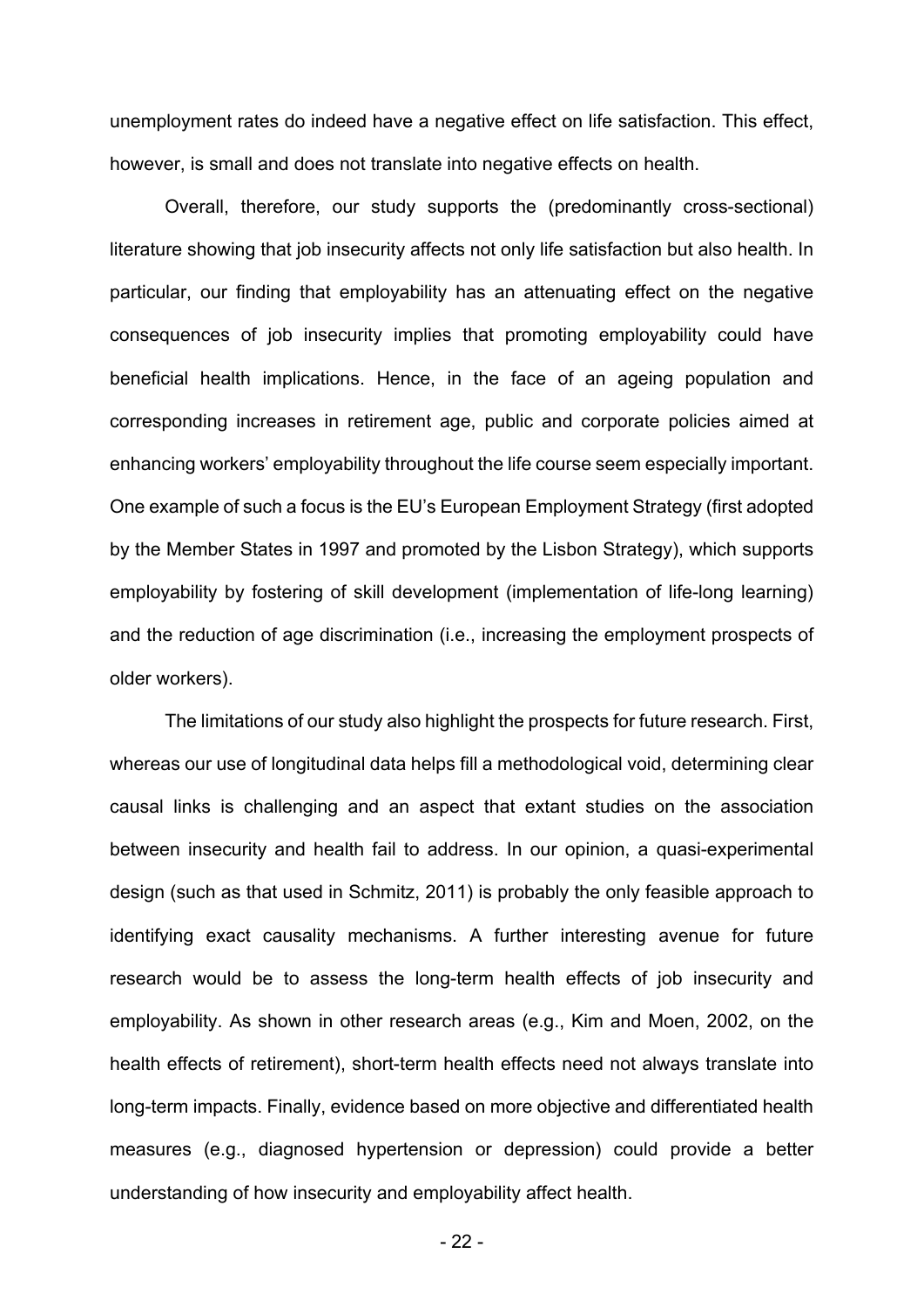unemployment rates do indeed have a negative effect on life satisfaction. This effect, however, is small and does not translate into negative effects on health.

Overall, therefore, our study supports the (predominantly cross-sectional) literature showing that job insecurity affects not only life satisfaction but also health. In particular, our finding that employability has an attenuating effect on the negative consequences of job insecurity implies that promoting employability could have beneficial health implications. Hence, in the face of an ageing population and corresponding increases in retirement age, public and corporate policies aimed at enhancing workers' employability throughout the life course seem especially important. One example of such a focus is the EU's European Employment Strategy (first adopted by the Member States in 1997 and promoted by the Lisbon Strategy), which supports employability by fostering of skill development (implementation of life-long learning) and the reduction of age discrimination (i.e., increasing the employment prospects of older workers).

The limitations of our study also highlight the prospects for future research. First, whereas our use of longitudinal data helps fill a methodological void, determining clear causal links is challenging and an aspect that extant studies on the association between insecurity and health fail to address. In our opinion, a quasi-experimental design (such as that used in Schmitz, 2011) is probably the only feasible approach to identifying exact causality mechanisms. A further interesting avenue for future research would be to assess the long-term health effects of job insecurity and employability. As shown in other research areas (e.g., Kim and Moen, 2002, on the health effects of retirement), short-term health effects need not always translate into long-term impacts. Finally, evidence based on more objective and differentiated health measures (e.g., diagnosed hypertension or depression) could provide a better understanding of how insecurity and employability affect health.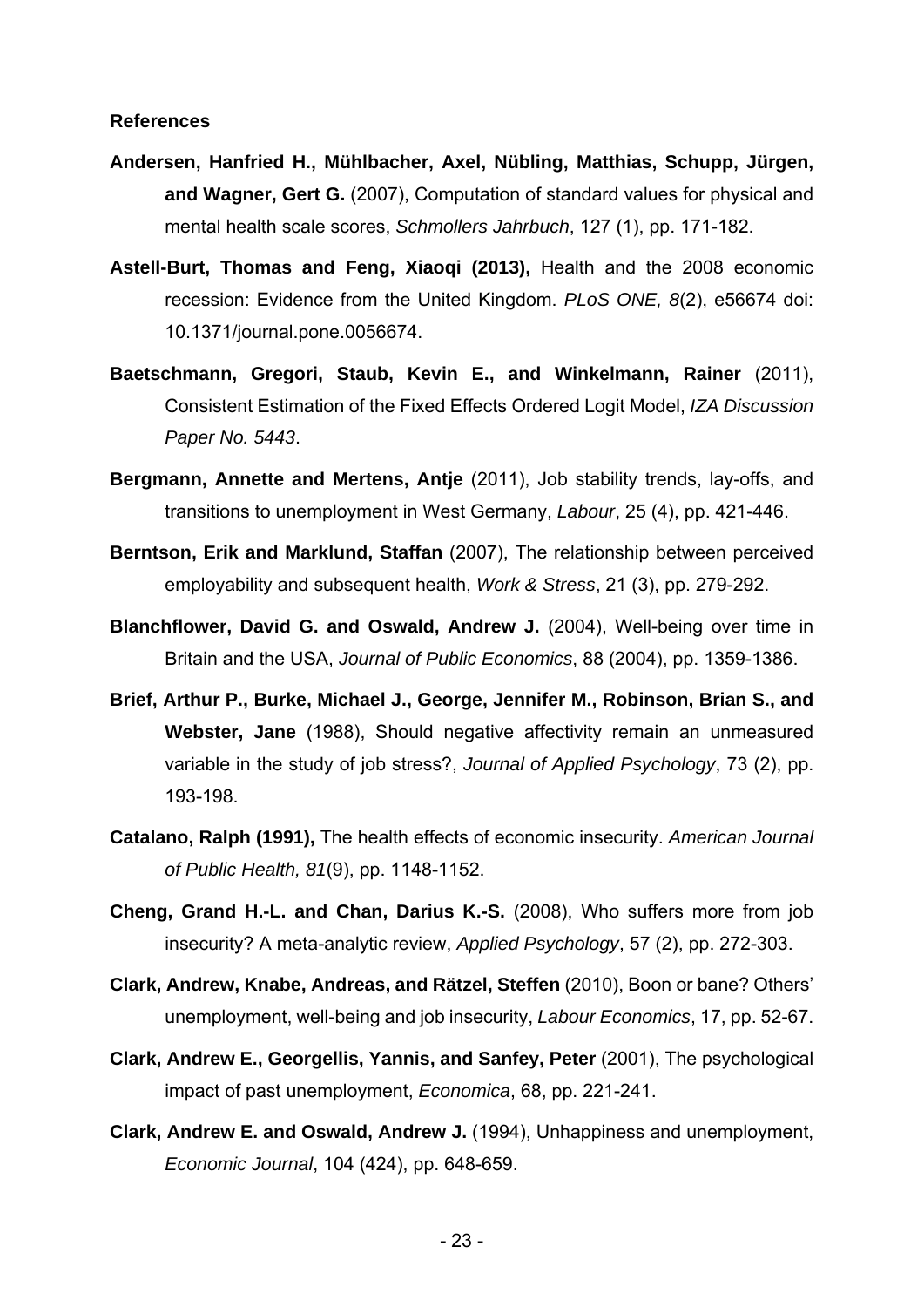**References**

**Andersen, Hanfried H., Mühlbacher, Axel, Nübling, Matthias, Schupp, Jürgen, and Wagner, Gert G.** (2007), Computation of standard values for physical and mental health scale scores, *Schmollers Jahrbuch*, 127 (1), pp. 171-182.

**Astell-Burt, Thomas and Feng, Xiaoqi (2013),** Health and the 2008 economic recession: Evidence from the United Kingdom. *PLoS ONE, 8*(2), e56674 doi: 10.1371/journal.pone.0056674.

**Baetschmann, Gregori, Staub, Kevin E., and Winkelmann, Rainer** (2011), Consistent Estimation of the Fixed Effects Ordered Logit Model, *IZA Discussion Paper No. 5443*.

**Bergmann, Annette and Mertens, Antje** (2011), Job stability trends, lay-offs, and transitions to unemployment in West Germany, *Labour*, 25 (4), pp. 421-446.

**Berntson, Erik and Marklund, Staffan** (2007), The relationship between perceived employability and subsequent health, *Work & Stress*, 21 (3), pp. 279-292.

**Blanchflower, David G. and Oswald, Andrew J.** (2004), Well-being over time in Britain and the USA, *Journal of Public Economics*, 88 (2004), pp. 1359-1386.

**Brief, Arthur P., Burke, Michael J., George, Jennifer M., Robinson, Brian S., and Webster, Jane** (1988), Should negative affectivity remain an unmeasured variable in the study of job stress?, *Journal of Applied Psychology*, 73 (2), pp. 193-198.

**Catalano, Ralph (1991),** The health effects of economic insecurity. *American Journal of Public Health, 81*(9), pp. 1148-1152.

**Cheng, Grand H.-L. and Chan, Darius K.-S.** (2008), Who suffers more from job insecurity? A meta-analytic review, *Applied Psychology*, 57 (2), pp. 272-303.

**Clark, Andrew, Knabe, Andreas, and Rätzel, Steffen** (2010), Boon or bane? Others' unemployment, well-being and job insecurity, *Labour Economics*, 17, pp. 52-67.

**Clark, Andrew E., Georgellis, Yannis, and Sanfey, Peter** (2001), The psychological impact of past unemployment, *Economica*, 68, pp. 221-241.

**Clark, Andrew E. and Oswald, Andrew J.** (1994), Unhappiness and unemployment, *Economic Journal*, 104 (424), pp. 648-659.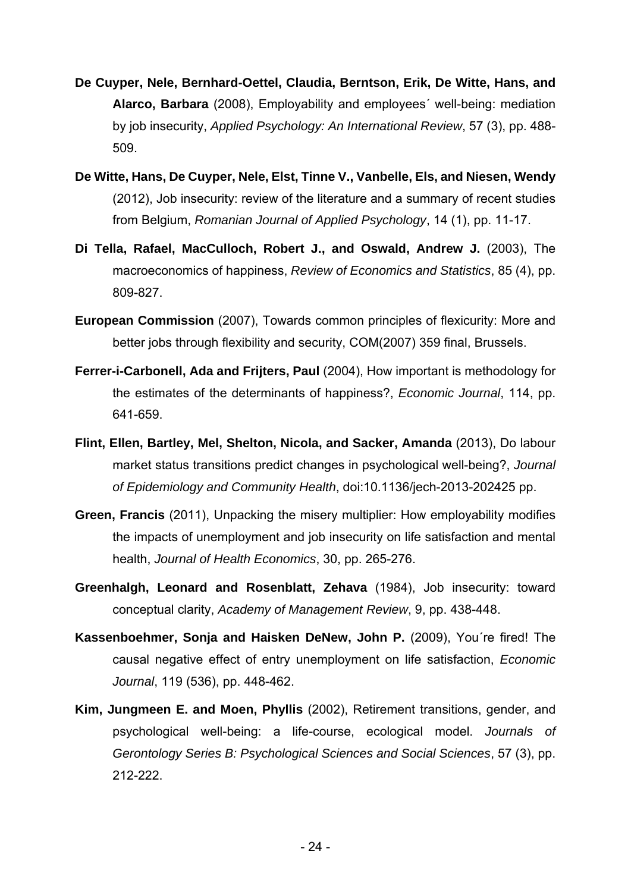**De Cuyper, Nele, Bernhard-Oettel, Claudia, Berntson, Erik, De Witte, Hans, and Alarco, Barbara** (2008), Employability and employees´ well-being: mediation by job insecurity, *Applied Psychology: An International Review*, 57 (3), pp. 488-509.

**De Witte, Hans, De Cuyper, Nele, Elst, Tinne V., Vanbelle, Els, and Niesen, Wendy** (2012), Job insecurity: review of the literature and a summary of recent studies from Belgium, *Romanian Journal of Applied Psychology*, 14 (1), pp. 11-17.

**Di Tella, Rafael, MacCulloch, Robert J., and Oswald, Andrew J.** (2003), The macroeconomics of happiness, *Review of Economics and Statistics*, 85 (4), pp. 809-827.

**European Commission** (2007), Towards common principles of flexicurity: More and better jobs through flexibility and security, COM(2007) 359 final, Brussels.

**Ferrer-i-Carbonell, Ada and Frijters, Paul** (2004), How important is methodology for the estimates of the determinants of happiness?, *Economic Journal*, 114, pp. 641-659.

**Flint, Ellen, Bartley, Mel, Shelton, Nicola, and Sacker, Amanda** (2013), Do labour market status transitions predict changes in psychological well-being?, *Journal of Epidemiology and Community Health*, doi:10.1136/jech-2013-202425 pp.

**Green, Francis** (2011), Unpacking the misery multiplier: How employability modifies the impacts of unemployment and job insecurity on life satisfaction and mental health, *Journal of Health Economics*, 30, pp. 265-276.

**Greenhalgh, Leonard and Rosenblatt, Zehava** (1984), Job insecurity: toward conceptual clarity, *Academy of Management Review*, 9, pp. 438-448.

**Kassenboehmer, Sonja and Haisken DeNew, John P.** (2009), You´re fired! The causal negative effect of entry unemployment on life satisfaction, *Economic Journal*, 119 (536), pp. 448-462.

**Kim, Jungmeen E. and Moen, Phyllis** (2002), Retirement transitions, gender, and psychological well-being: a life-course, ecological model. *Journals of Gerontology Series B: Psychological Sciences and Social Sciences*, 57 (3), pp. 212-222.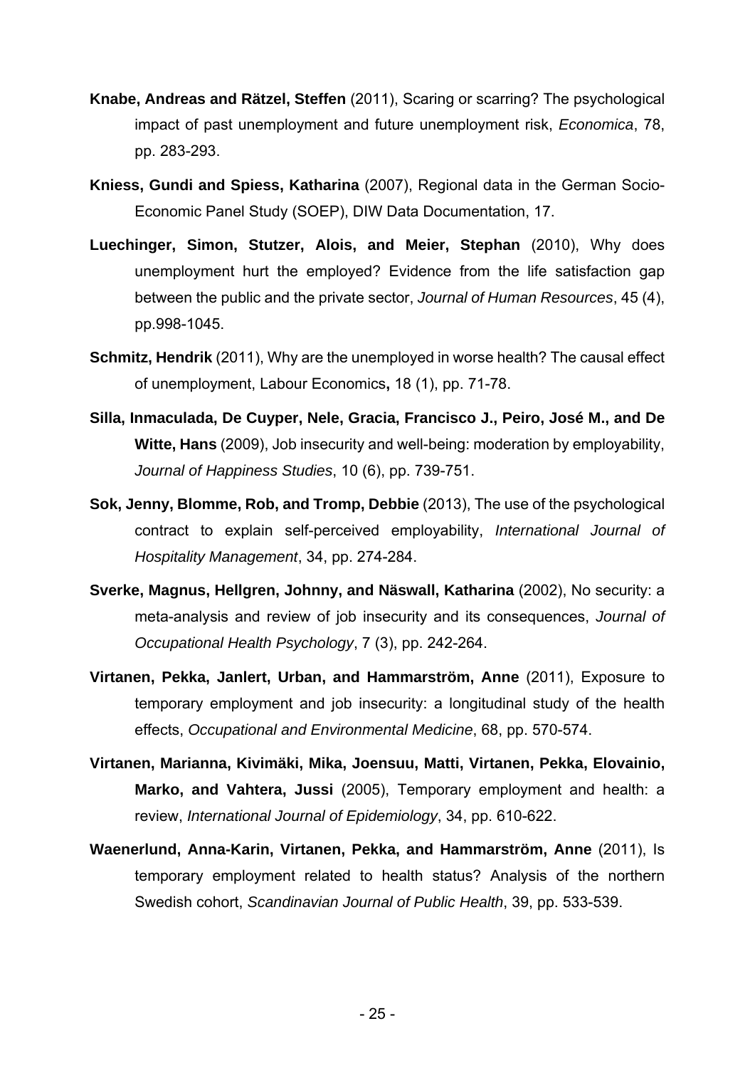**Knabe, Andreas and Rätzel, Steffen** (2011), Scaring or scarring? The psychological impact of past unemployment and future unemployment risk, *Economica*, 78, pp. 283-293.

**Kniess, Gundi and Spiess, Katharina** (2007), Regional data in the German Socio-Economic Panel Study (SOEP), DIW Data Documentation, 17.

**Luechinger, Simon, Stutzer, Alois, and Meier, Stephan** (2010), Why does unemployment hurt the employed? Evidence from the life satisfaction gap between the public and the private sector, *Journal of Human Resources*, 45 (4), pp.998-1045.

**Schmitz, Hendrik** (2011), Why are the unemployed in worse health? The causal effect of unemployment, Labour Economics**,** 18 (1), pp. 71-78.

**Silla, Inmaculada, De Cuyper, Nele, Gracia, Francisco J., Peiro, José M., and De Witte, Hans** (2009), Job insecurity and well-being: moderation by employability, *Journal of Happiness Studies*, 10 (6), pp. 739-751.

**Sok, Jenny, Blomme, Rob, and Tromp, Debbie** (2013), The use of the psychological contract to explain self-perceived employability, *International Journal of Hospitality Management*, 34, pp. 274-284.

**Sverke, Magnus, Hellgren, Johnny, and Näswall, Katharina** (2002), No security: a meta-analysis and review of job insecurity and its consequences, *Journal of Occupational Health Psychology*, 7 (3), pp. 242-264.

**Virtanen, Pekka, Janlert, Urban, and Hammarström, Anne** (2011), Exposure to temporary employment and job insecurity: a longitudinal study of the health effects, *Occupational and Environmental Medicine*, 68, pp. 570-574.

**Virtanen, Marianna, Kivimäki, Mika, Joensuu, Matti, Virtanen, Pekka, Elovainio, Marko, and Vahtera, Jussi** (2005), Temporary employment and health: a review, *International Journal of Epidemiology*, 34, pp. 610-622.

**Waenerlund, Anna-Karin, Virtanen, Pekka, and Hammarström, Anne** (2011), Is temporary employment related to health status? Analysis of the northern Swedish cohort, *Scandinavian Journal of Public Health*, 39, pp. 533-539.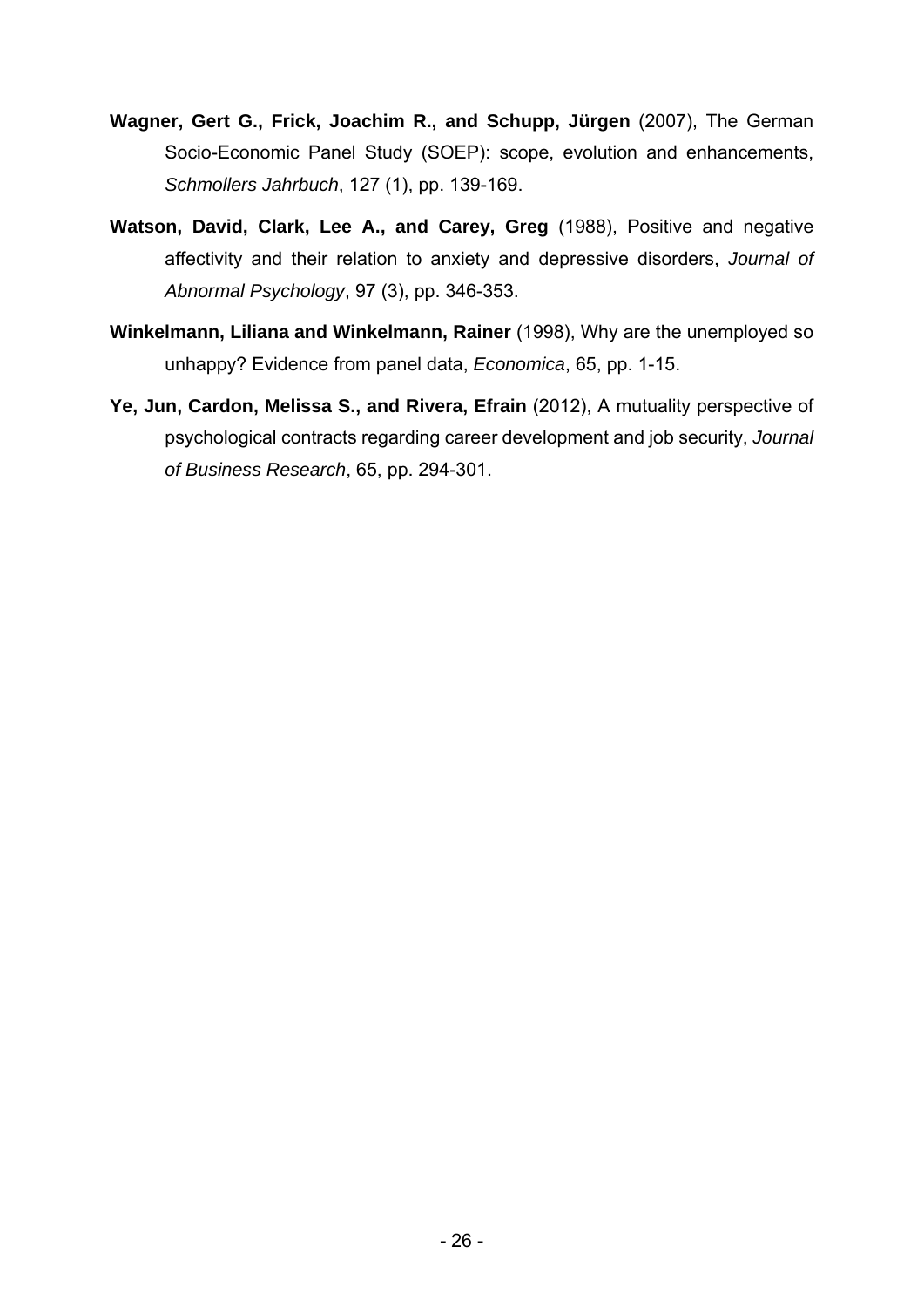**Wagner, Gert G., Frick, Joachim R., and Schupp, Jürgen** (2007), The German Socio-Economic Panel Study (SOEP): scope, evolution and enhancements, *Schmollers Jahrbuch*, 127 (1), pp. 139-169.

**Watson, David, Clark, Lee A., and Carey, Greg** (1988), Positive and negative affectivity and their relation to anxiety and depressive disorders, *Journal of Abnormal Psychology*, 97 (3), pp. 346-353.

**Winkelmann, Liliana and Winkelmann, Rainer** (1998), Why are the unemployed so unhappy? Evidence from panel data, *Economica*, 65, pp. 1-15.

**Ye, Jun, Cardon, Melissa S., and Rivera, Efrain** (2012), A mutuality perspective of psychological contracts regarding career development and job security, *Journal of Business Research*, 65, pp. 294-301.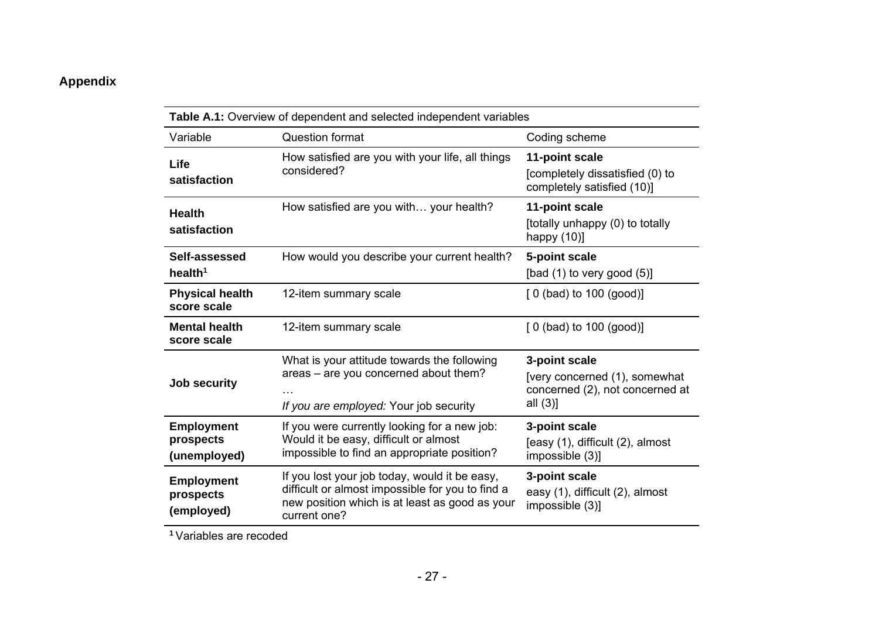## Appendix

**Table A.1:** Overview of dependent and selected independent variables

| Variable | Question format | Coding scheme |
|---|---|---|
| **Life satisfaction** | How satisfied are you with your life, all things considered? | **11-point scale** [completely dissatisfied (0) to completely satisfied (10)] |
| **Health satisfaction** | How satisfied are you with… your health? | **11-point scale** [totally unhappy (0) to totally happy (10)] |
| **Self-assessed health**[1] | How would you describe your current health? | **5-point scale** [bad (1) to very good (5)] |
| **Physical health score scale** | 12-item summary scale | [ 0 (bad) to 100 (good)] |
| **Mental health score scale** | 12-item summary scale | [ 0 (bad) to 100 (good)] |
| **Job security** | What is your attitude towards the following areas – are you concerned about them? … *If you are employed:* Your job security | **3-point scale** [very concerned (1), somewhat concerned (2), not concerned at all (3)] |
| **Employment prospects (unemployed)** | If you were currently looking for a new job: Would it be easy, difficult or almost impossible to find an appropriate position? | **3-point scale** [easy (1), difficult (2), almost impossible (3)] |
| **Employment prospects (employed)** | If you lost your job today, would it be easy, difficult or almost impossible for you to find a new position which is at least as good as your current one? | **3-point scale** easy (1), difficult (2), almost impossible (3)] |

[1] Variables are recoded